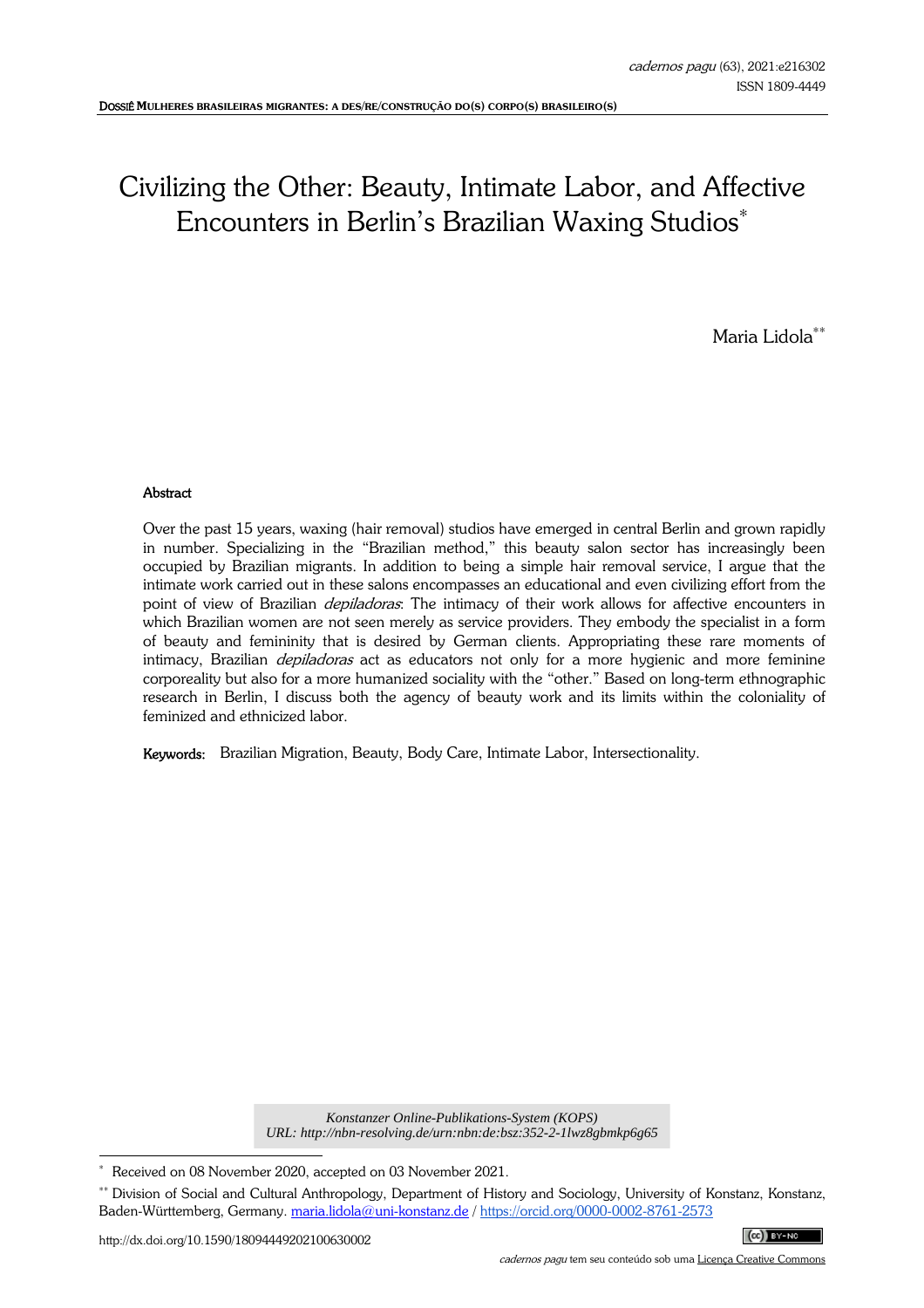# Civilizing the Other: Beauty, Intimate Labor, and Affective Encounters in Berlin's Brazilian Waxing Studios*

Maria Lidola**

**Abstract**

Over the past 15 years, waxing (hair removal) studios have emerged in central Berlin and grown rapidly in number. Specializing in the "Brazilian method," this beauty salon sector has increasingly been occupied by Brazilian migrants. In addition to being a simple hair removal service, I argue that the intimate work carried out in these salons encompasses an educational and even civilizing effort from the point of view of Brazilian *depiladoras*: The intimacy of their work allows for affective encounters in which Brazilian women are not seen merely as service providers. They embody the specialist in a form of beauty and femininity that is desired by German clients. Appropriating these rare moments of intimacy, Brazilian *depiladoras* act as educators not only for a more hygienic and more feminine corporeality but also for a more humanized sociality with the "other." Based on long-term ethnographic research in Berlin, I discuss both the agency of beauty work and its limits within the coloniality of feminized and ethnicized labor.

**Keywords:** Brazilian Migration, Beauty, Body Care, Intimate Labor, Intersectionality.

*Konstanzer Online-Publikations-System (KOPS)*
*URL: http://nbn-resolving.de/urn:nbn:de:bsz:352-2-1lwz8gbmkp6g65*

---

* Received on 08 November 2020, accepted on 03 November 2021.

** Division of Social and Cultural Anthropology, Department of History and Sociology, University of Konstanz, Konstanz, Baden-Württemberg, Germany. maria.lidola@uni-konstanz.de / https://orcid.org/0000-0002-8761-2573

http://dx.doi.org/10.1590/18094449202100630002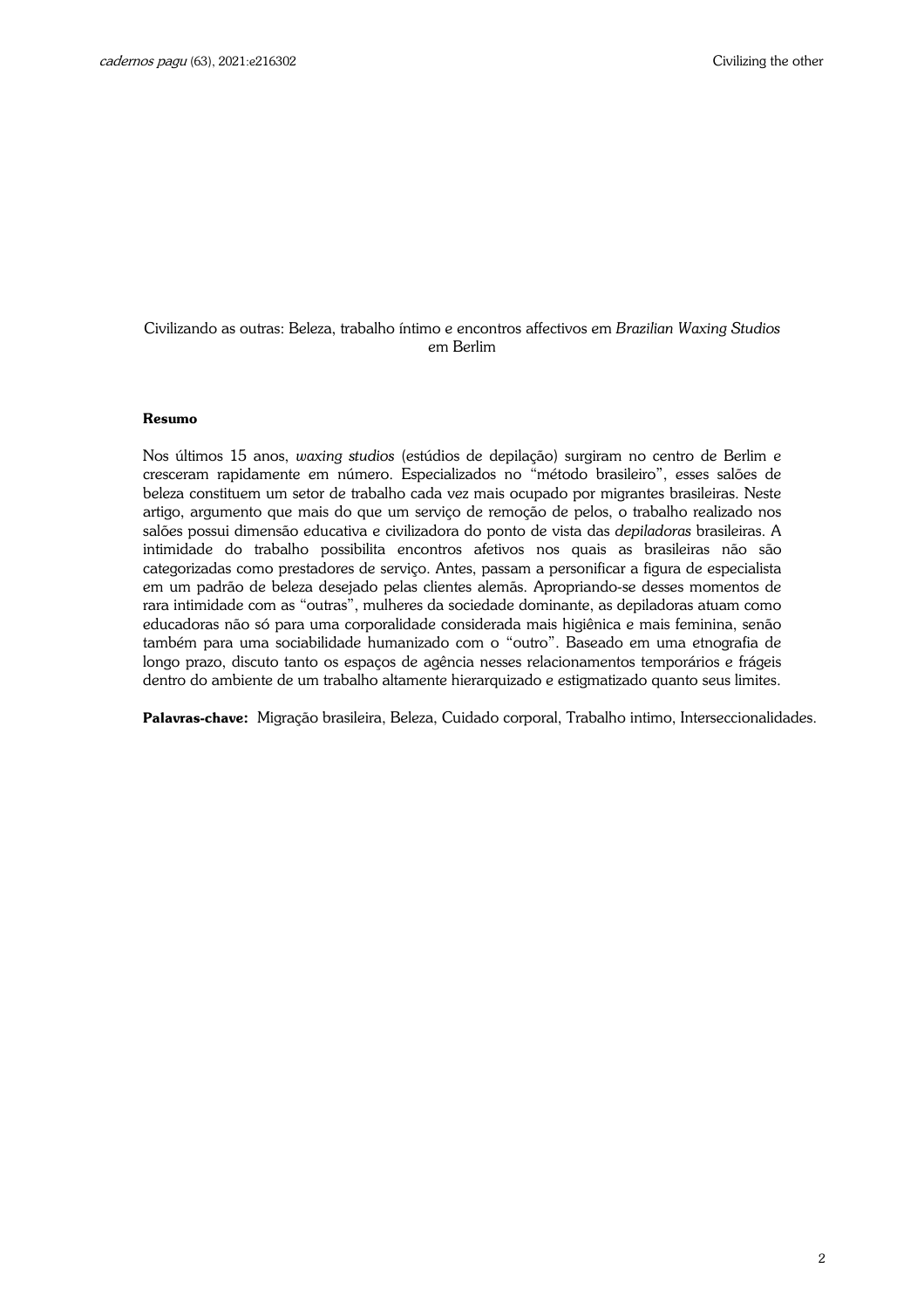Civilizando as outras: Beleza, trabalho íntimo e encontros affectivos em *Brazilian Waxing Studios* em Berlim

**Resumo**

Nos últimos 15 anos, *waxing studios* (estúdios de depilação) surgiram no centro de Berlim e cresceram rapidamente em número. Especializados no "método brasileiro", esses salões de beleza constituem um setor de trabalho cada vez mais ocupado por migrantes brasileiras. Neste artigo, argumento que mais do que um serviço de remoção de pelos, o trabalho realizado nos salões possui dimensão educativa e civilizadora do ponto de vista das *depiladoras* brasileiras. A intimidade do trabalho possibilita encontros afetivos nos quais as brasileiras não são categorizadas como prestadores de serviço. Antes, passam a personificar a figura de especialista em um padrão de beleza desejado pelas clientes alemãs. Apropriando-se desses momentos de rara intimidade com as "outras", mulheres da sociedade dominante, as depiladoras atuam como educadoras não só para uma corporalidade considerada mais higiênica e mais feminina, senão também para uma sociabilidade humanizado com o "outro". Baseado em uma etnografia de longo prazo, discuto tanto os espaços de agência nesses relacionamentos temporários e frágeis dentro do ambiente de um trabalho altamente hierarquizado e estigmatizado quanto seus limites.

**Palavras-chave:** Migração brasileira, Beleza, Cuidado corporal, Trabalho intimo, Interseccionalidades.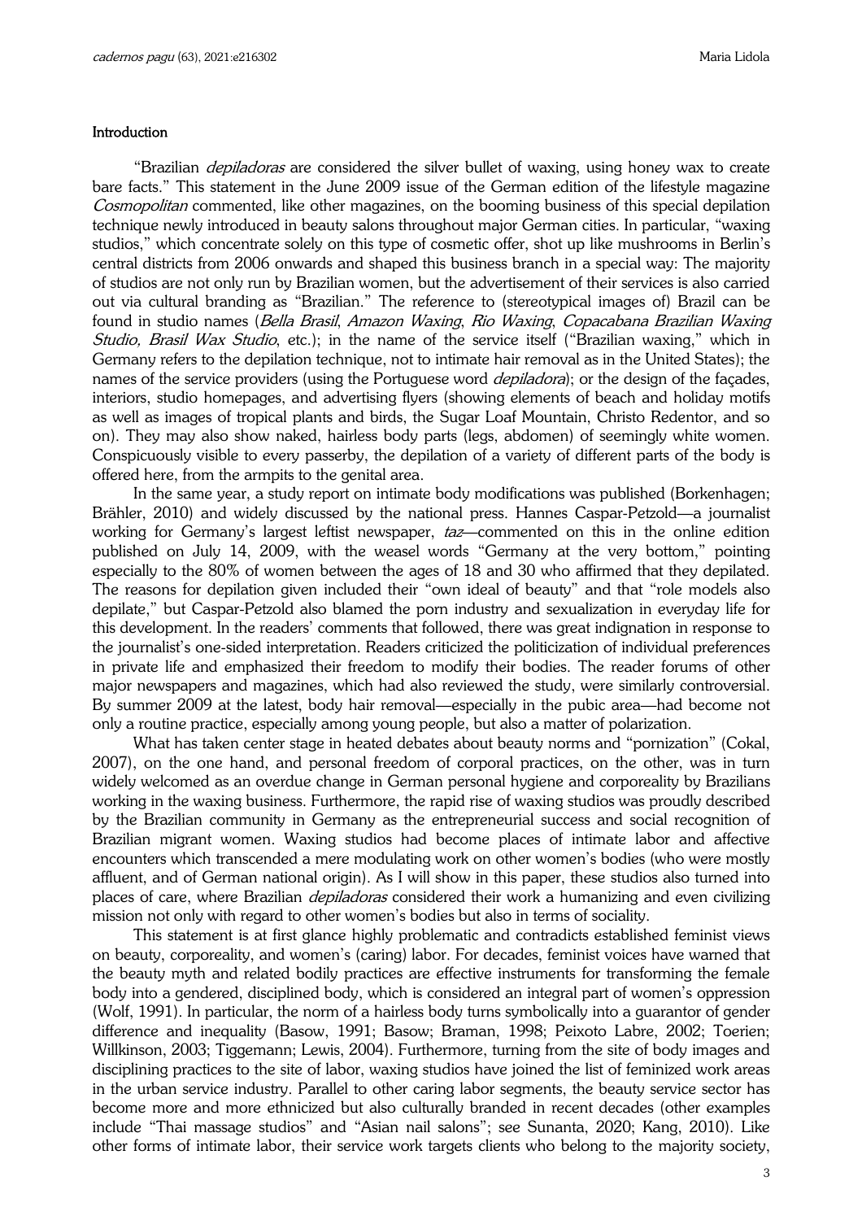## Introduction

"Brazilian *depiladoras* are considered the silver bullet of waxing, using honey wax to create bare facts." This statement in the June 2009 issue of the German edition of the lifestyle magazine *Cosmopolitan* commented, like other magazines, on the booming business of this special depilation technique newly introduced in beauty salons throughout major German cities. In particular, "waxing studios," which concentrate solely on this type of cosmetic offer, shot up like mushrooms in Berlin's central districts from 2006 onwards and shaped this business branch in a special way: The majority of studios are not only run by Brazilian women, but the advertisement of their services is also carried out via cultural branding as "Brazilian." The reference to (stereotypical images of) Brazil can be found in studio names (*Bella Brasil*, *Amazon Waxing*, *Rio Waxing*, *Copacabana Brazilian Waxing Studio, Brasil Wax Studio*, etc.); in the name of the service itself ("Brazilian waxing," which in Germany refers to the depilation technique, not to intimate hair removal as in the United States); the names of the service providers (using the Portuguese word *depiladora*); or the design of the façades, interiors, studio homepages, and advertising flyers (showing elements of beach and holiday motifs as well as images of tropical plants and birds, the Sugar Loaf Mountain, Christo Redentor, and so on). They may also show naked, hairless body parts (legs, abdomen) of seemingly white women. Conspicuously visible to every passerby, the depilation of a variety of different parts of the body is offered here, from the armpits to the genital area.

In the same year, a study report on intimate body modifications was published (Borkenhagen; Brähler, 2010) and widely discussed by the national press. Hannes Caspar-Petzold—a journalist working for Germany's largest leftist newspaper, *taz*—commented on this in the online edition published on July 14, 2009, with the weasel words "Germany at the very bottom," pointing especially to the 80% of women between the ages of 18 and 30 who affirmed that they depilated. The reasons for depilation given included their "own ideal of beauty" and that "role models also depilate," but Caspar-Petzold also blamed the porn industry and sexualization in everyday life for this development. In the readers' comments that followed, there was great indignation in response to the journalist's one-sided interpretation. Readers criticized the politicization of individual preferences in private life and emphasized their freedom to modify their bodies. The reader forums of other major newspapers and magazines, which had also reviewed the study, were similarly controversial. By summer 2009 at the latest, body hair removal—especially in the pubic area—had become not only a routine practice, especially among young people, but also a matter of polarization.

What has taken center stage in heated debates about beauty norms and "pornization" (Cokal, 2007), on the one hand, and personal freedom of corporal practices, on the other, was in turn widely welcomed as an overdue change in German personal hygiene and corporeality by Brazilians working in the waxing business. Furthermore, the rapid rise of waxing studios was proudly described by the Brazilian community in Germany as the entrepreneurial success and social recognition of Brazilian migrant women. Waxing studios had become places of intimate labor and affective encounters which transcended a mere modulating work on other women's bodies (who were mostly affluent, and of German national origin). As I will show in this paper, these studios also turned into places of care, where Brazilian *depiladoras* considered their work a humanizing and even civilizing mission not only with regard to other women's bodies but also in terms of sociality.

This statement is at first glance highly problematic and contradicts established feminist views on beauty, corporeality, and women's (caring) labor. For decades, feminist voices have warned that the beauty myth and related bodily practices are effective instruments for transforming the female body into a gendered, disciplined body, which is considered an integral part of women's oppression (Wolf, 1991). In particular, the norm of a hairless body turns symbolically into a guarantor of gender difference and inequality (Basow, 1991; Basow; Braman, 1998; Peixoto Labre, 2002; Toerien; Willkinson, 2003; Tiggemann; Lewis, 2004). Furthermore, turning from the site of body images and disciplining practices to the site of labor, waxing studios have joined the list of feminized work areas in the urban service industry. Parallel to other caring labor segments, the beauty service sector has become more and more ethnicized but also culturally branded in recent decades (other examples include "Thai massage studios" and "Asian nail salons"; see Sunanta, 2020; Kang, 2010). Like other forms of intimate labor, their service work targets clients who belong to the majority society,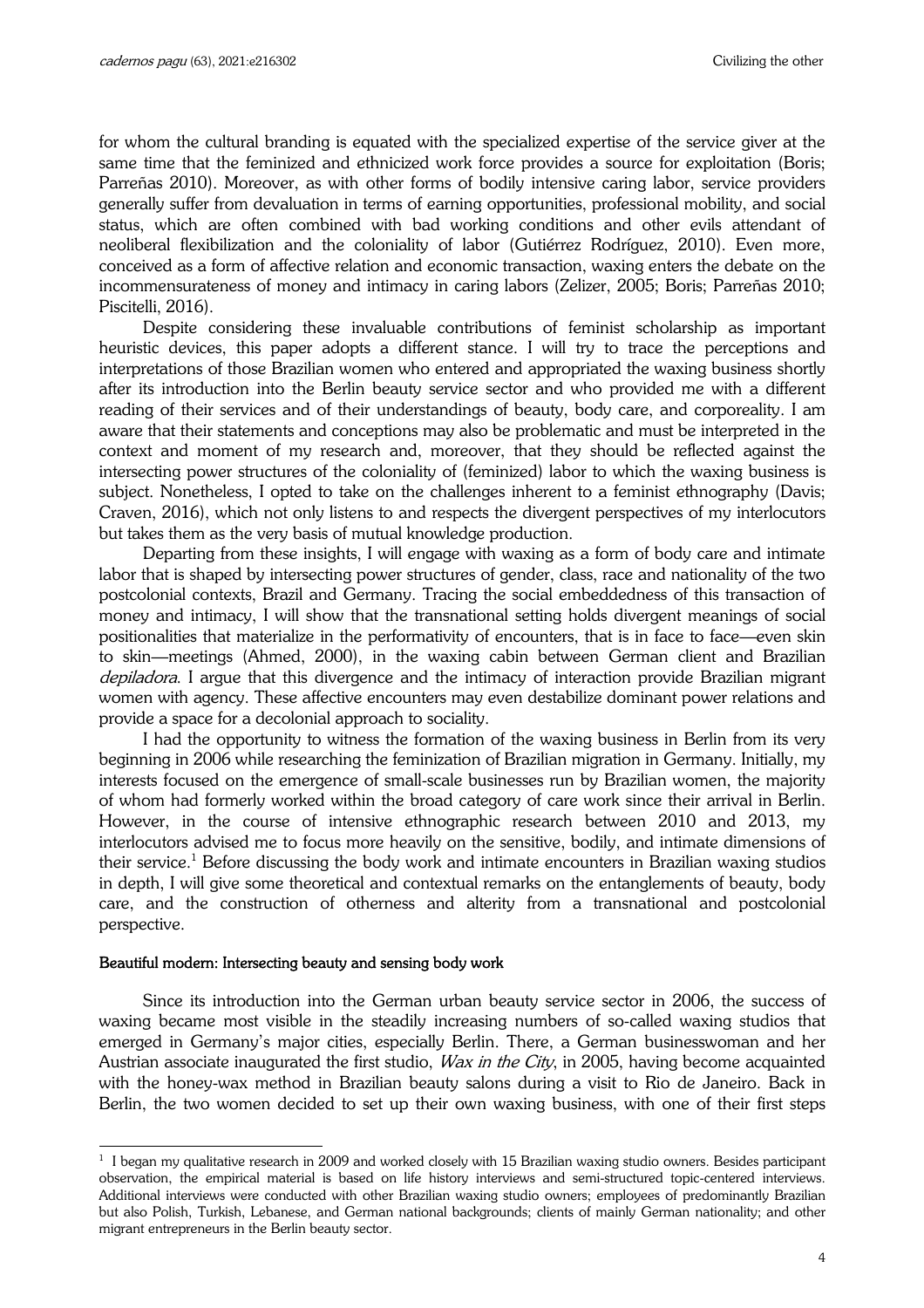for whom the cultural branding is equated with the specialized expertise of the service giver at the same time that the feminized and ethnicized work force provides a source for exploitation (Boris; Parreñas 2010). Moreover, as with other forms of bodily intensive caring labor, service providers generally suffer from devaluation in terms of earning opportunities, professional mobility, and social status, which are often combined with bad working conditions and other evils attendant of neoliberal flexibilization and the coloniality of labor (Gutiérrez Rodríguez, 2010). Even more, conceived as a form of affective relation and economic transaction, waxing enters the debate on the incommensurateness of money and intimacy in caring labors (Zelizer, 2005; Boris; Parreñas 2010; Piscitelli, 2016).

Despite considering these invaluable contributions of feminist scholarship as important heuristic devices, this paper adopts a different stance. I will try to trace the perceptions and interpretations of those Brazilian women who entered and appropriated the waxing business shortly after its introduction into the Berlin beauty service sector and who provided me with a different reading of their services and of their understandings of beauty, body care, and corporeality. I am aware that their statements and conceptions may also be problematic and must be interpreted in the context and moment of my research and, moreover, that they should be reflected against the intersecting power structures of the coloniality of (feminized) labor to which the waxing business is subject. Nonetheless, I opted to take on the challenges inherent to a feminist ethnography (Davis; Craven, 2016), which not only listens to and respects the divergent perspectives of my interlocutors but takes them as the very basis of mutual knowledge production.

Departing from these insights, I will engage with waxing as a form of body care and intimate labor that is shaped by intersecting power structures of gender, class, race and nationality of the two postcolonial contexts, Brazil and Germany. Tracing the social embeddedness of this transaction of money and intimacy, I will show that the transnational setting holds divergent meanings of social positionalities that materialize in the performativity of encounters, that is in face to face—even skin to skin—meetings (Ahmed, 2000), in the waxing cabin between German client and Brazilian *depiladora*. I argue that this divergence and the intimacy of interaction provide Brazilian migrant women with agency. These affective encounters may even destabilize dominant power relations and provide a space for a decolonial approach to sociality.

I had the opportunity to witness the formation of the waxing business in Berlin from its very beginning in 2006 while researching the feminization of Brazilian migration in Germany. Initially, my interests focused on the emergence of small-scale businesses run by Brazilian women, the majority of whom had formerly worked within the broad category of care work since their arrival in Berlin. However, in the course of intensive ethnographic research between 2010 and 2013, my interlocutors advised me to focus more heavily on the sensitive, bodily, and intimate dimensions of their service.[1] Before discussing the body work and intimate encounters in Brazilian waxing studios in depth, I will give some theoretical and contextual remarks on the entanglements of beauty, body care, and the construction of otherness and alterity from a transnational and postcolonial perspective.

**Beautiful modern: Intersecting beauty and sensing body work**

Since its introduction into the German urban beauty service sector in 2006, the success of waxing became most visible in the steadily increasing numbers of so-called waxing studios that emerged in Germany's major cities, especially Berlin. There, a German businesswoman and her Austrian associate inaugurated the first studio, *Wax in the City*, in 2005, having become acquainted with the honey-wax method in Brazilian beauty salons during a visit to Rio de Janeiro. Back in Berlin, the two women decided to set up their own waxing business, with one of their first steps

[1] I began my qualitative research in 2009 and worked closely with 15 Brazilian waxing studio owners. Besides participant observation, the empirical material is based on life history interviews and semi-structured topic-centered interviews. Additional interviews were conducted with other Brazilian waxing studio owners; employees of predominantly Brazilian but also Polish, Turkish, Lebanese, and German national backgrounds; clients of mainly German nationality; and other migrant entrepreneurs in the Berlin beauty sector.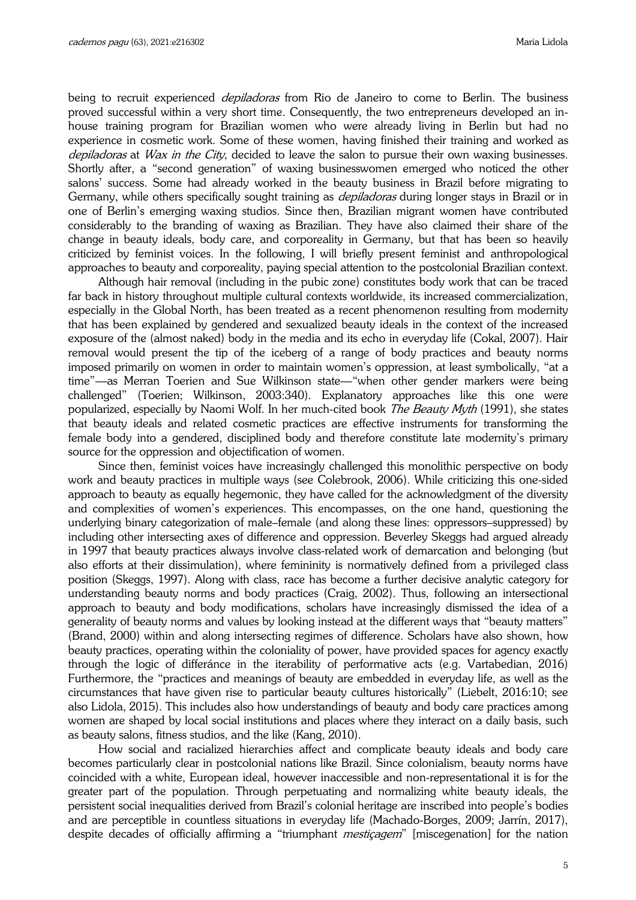being to recruit experienced *depiladoras* from Rio de Janeiro to come to Berlin. The business proved successful within a very short time. Consequently, the two entrepreneurs developed an in-house training program for Brazilian women who were already living in Berlin but had no experience in cosmetic work. Some of these women, having finished their training and worked as *depiladoras* at *Wax in the City*, decided to leave the salon to pursue their own waxing businesses. Shortly after, a "second generation" of waxing businesswomen emerged who noticed the other salons' success. Some had already worked in the beauty business in Brazil before migrating to Germany, while others specifically sought training as *depiladoras* during longer stays in Brazil or in one of Berlin's emerging waxing studios. Since then, Brazilian migrant women have contributed considerably to the branding of waxing as Brazilian. They have also claimed their share of the change in beauty ideals, body care, and corporeality in Germany, but that has been so heavily criticized by feminist voices. In the following, I will briefly present feminist and anthropological approaches to beauty and corporeality, paying special attention to the postcolonial Brazilian context.

Although hair removal (including in the pubic zone) constitutes body work that can be traced far back in history throughout multiple cultural contexts worldwide, its increased commercialization, especially in the Global North, has been treated as a recent phenomenon resulting from modernity that has been explained by gendered and sexualized beauty ideals in the context of the increased exposure of the (almost naked) body in the media and its echo in everyday life (Cokal, 2007). Hair removal would present the tip of the iceberg of a range of body practices and beauty norms imposed primarily on women in order to maintain women's oppression, at least symbolically, "at a time"—as Merran Toerien and Sue Wilkinson state—"when other gender markers were being challenged" (Toerien; Wilkinson, 2003:340). Explanatory approaches like this one were popularized, especially by Naomi Wolf. In her much-cited book *The Beauty Myth* (1991), she states that beauty ideals and related cosmetic practices are effective instruments for transforming the female body into a gendered, disciplined body and therefore constitute late modernity's primary source for the oppression and objectification of women.

Since then, feminist voices have increasingly challenged this monolithic perspective on body work and beauty practices in multiple ways (see Colebrook, 2006). While criticizing this one-sided approach to beauty as equally hegemonic, they have called for the acknowledgment of the diversity and complexities of women's experiences. This encompasses, on the one hand, questioning the underlying binary categorization of male–female (and along these lines: oppressors–suppressed) by including other intersecting axes of difference and oppression. Beverley Skeggs had argued already in 1997 that beauty practices always involve class-related work of demarcation and belonging (but also efforts at their dissimulation), where femininity is normatively defined from a privileged class position (Skeggs, 1997). Along with class, race has become a further decisive analytic category for understanding beauty norms and body practices (Craig, 2002). Thus, following an intersectional approach to beauty and body modifications, scholars have increasingly dismissed the idea of a generality of beauty norms and values by looking instead at the different ways that "beauty matters" (Brand, 2000) within and along intersecting regimes of difference. Scholars have also shown, how beauty practices, operating within the coloniality of power, have provided spaces for agency exactly through the logic of differánce in the iterability of performative acts (e.g. Vartabedian, 2016) Furthermore, the "practices and meanings of beauty are embedded in everyday life, as well as the circumstances that have given rise to particular beauty cultures historically" (Liebelt, 2016:10; see also Lidola, 2015). This includes also how understandings of beauty and body care practices among women are shaped by local social institutions and places where they interact on a daily basis, such as beauty salons, fitness studios, and the like (Kang, 2010).

How social and racialized hierarchies affect and complicate beauty ideals and body care becomes particularly clear in postcolonial nations like Brazil. Since colonialism, beauty norms have coincided with a white, European ideal, however inaccessible and non-representational it is for the greater part of the population. Through perpetuating and normalizing white beauty ideals, the persistent social inequalities derived from Brazil's colonial heritage are inscribed into people's bodies and are perceptible in countless situations in everyday life (Machado-Borges, 2009; Jarrín, 2017), despite decades of officially affirming a "triumphant *mestiçagem*" [miscegenation] for the nation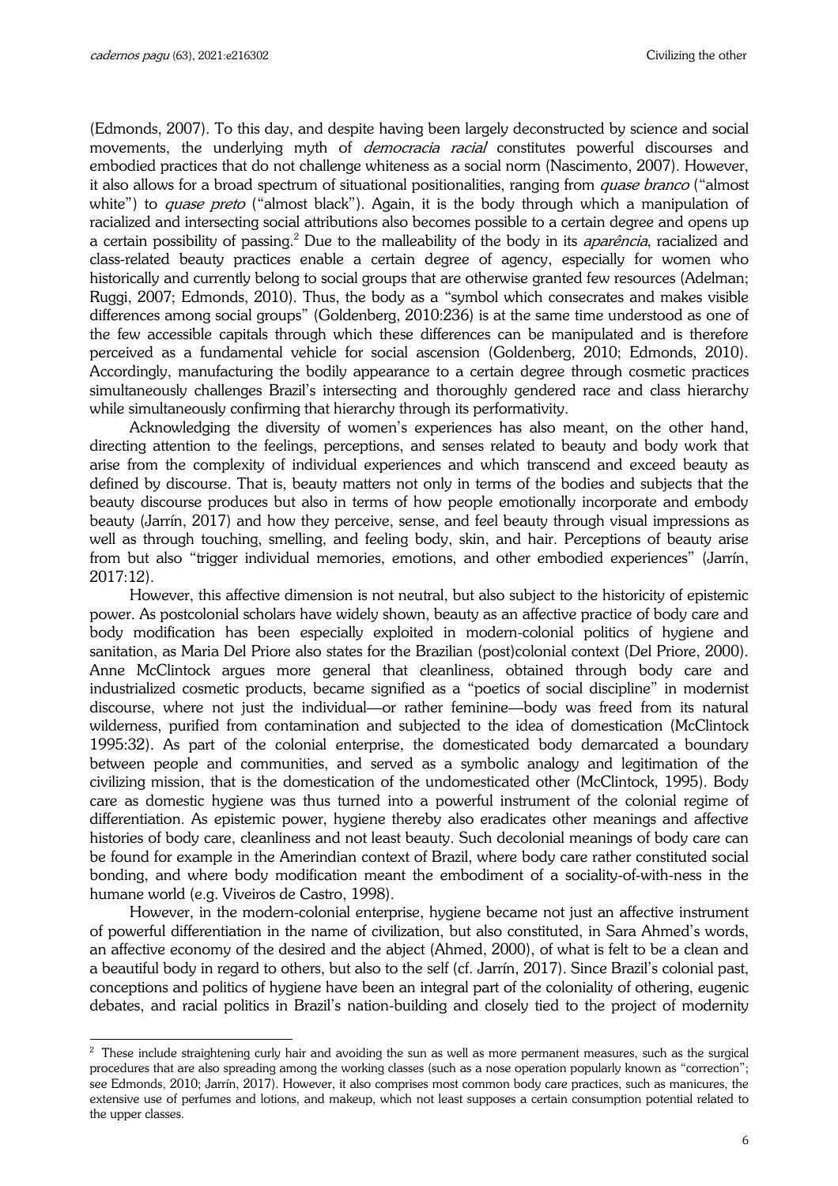(Edmonds, 2007). To this day, and despite having been largely deconstructed by science and social movements, the underlying myth of *democracia racial* constitutes powerful discourses and embodied practices that do not challenge whiteness as a social norm (Nascimento, 2007). However, it also allows for a broad spectrum of situational positionalities, ranging from *quase branco* ("almost white") to *quase preto* ("almost black"). Again, it is the body through which a manipulation of racialized and intersecting social attributions also becomes possible to a certain degree and opens up a certain possibility of passing.[2] Due to the malleability of the body in its *aparência*, racialized and class-related beauty practices enable a certain degree of agency, especially for women who historically and currently belong to social groups that are otherwise granted few resources (Adelman; Ruggi, 2007; Edmonds, 2010). Thus, the body as a "symbol which consecrates and makes visible differences among social groups" (Goldenberg, 2010:236) is at the same time understood as one of the few accessible capitals through which these differences can be manipulated and is therefore perceived as a fundamental vehicle for social ascension (Goldenberg, 2010; Edmonds, 2010). Accordingly, manufacturing the bodily appearance to a certain degree through cosmetic practices simultaneously challenges Brazil's intersecting and thoroughly gendered race and class hierarchy while simultaneously confirming that hierarchy through its performativity.

Acknowledging the diversity of women's experiences has also meant, on the other hand, directing attention to the feelings, perceptions, and senses related to beauty and body work that arise from the complexity of individual experiences and which transcend and exceed beauty as defined by discourse. That is, beauty matters not only in terms of the bodies and subjects that the beauty discourse produces but also in terms of how people emotionally incorporate and embody beauty (Jarrín, 2017) and how they perceive, sense, and feel beauty through visual impressions as well as through touching, smelling, and feeling body, skin, and hair. Perceptions of beauty arise from but also "trigger individual memories, emotions, and other embodied experiences" (Jarrín, 2017:12).

However, this affective dimension is not neutral, but also subject to the historicity of epistemic power. As postcolonial scholars have widely shown, beauty as an affective practice of body care and body modification has been especially exploited in modern-colonial politics of hygiene and sanitation, as Maria Del Priore also states for the Brazilian (post)colonial context (Del Priore, 2000). Anne McClintock argues more general that cleanliness, obtained through body care and industrialized cosmetic products, became signified as a "poetics of social discipline" in modernist discourse, where not just the individual—or rather feminine—body was freed from its natural wilderness, purified from contamination and subjected to the idea of domestication (McClintock 1995:32). As part of the colonial enterprise, the domesticated body demarcated a boundary between people and communities, and served as a symbolic analogy and legitimation of the civilizing mission, that is the domestication of the undomesticated other (McClintock, 1995). Body care as domestic hygiene was thus turned into a powerful instrument of the colonial regime of differentiation. As epistemic power, hygiene thereby also eradicates other meanings and affective histories of body care, cleanliness and not least beauty. Such decolonial meanings of body care can be found for example in the Amerindian context of Brazil, where body care rather constituted social bonding, and where body modification meant the embodiment of a sociality-of-with-ness in the humane world (e.g. Viveiros de Castro, 1998).

However, in the modern-colonial enterprise, hygiene became not just an affective instrument of powerful differentiation in the name of civilization, but also constituted, in Sara Ahmed's words, an affective economy of the desired and the abject (Ahmed, 2000), of what is felt to be a clean and a beautiful body in regard to others, but also to the self (cf. Jarrín, 2017). Since Brazil's colonial past, conceptions and politics of hygiene have been an integral part of the coloniality of othering, eugenic debates, and racial politics in Brazil's nation-building and closely tied to the project of modernity

[2] These include straightening curly hair and avoiding the sun as well as more permanent measures, such as the surgical procedures that are also spreading among the working classes (such as a nose operation popularly known as "correction"; see Edmonds, 2010; Jarrín, 2017). However, it also comprises most common body care practices, such as manicures, the extensive use of perfumes and lotions, and makeup, which not least supposes a certain consumption potential related to the upper classes.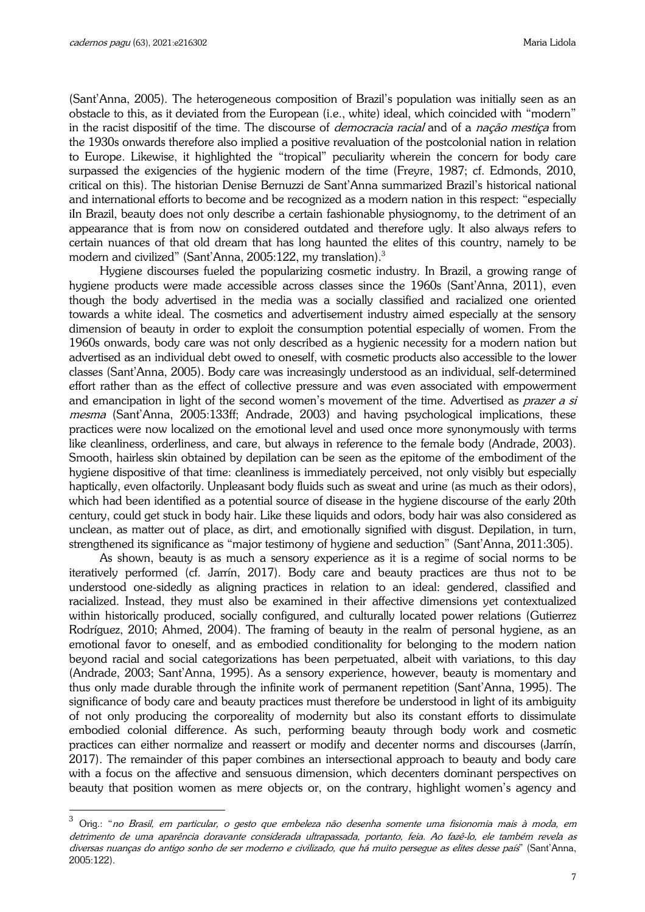(Sant'Anna, 2005). The heterogeneous composition of Brazil's population was initially seen as an obstacle to this, as it deviated from the European (i.e., white) ideal, which coincided with "modern" in the racist dispositif of the time. The discourse of *democracia racial* and of a *nação mestiça* from the 1930s onwards therefore also implied a positive revaluation of the postcolonial nation in relation to Europe. Likewise, it highlighted the "tropical" peculiarity wherein the concern for body care surpassed the exigencies of the hygienic modern of the time (Freyre, 1987; cf. Edmonds, 2010, critical on this). The historian Denise Bernuzzi de Sant'Anna summarized Brazil's historical national and international efforts to become and be recognized as a modern nation in this respect: "especially iIn Brazil, beauty does not only describe a certain fashionable physiognomy, to the detriment of an appearance that is from now on considered outdated and therefore ugly. It also always refers to certain nuances of that old dream that has long haunted the elites of this country, namely to be modern and civilized" (Sant'Anna, 2005:122, my translation).[3]

Hygiene discourses fueled the popularizing cosmetic industry. In Brazil, a growing range of hygiene products were made accessible across classes since the 1960s (Sant'Anna, 2011), even though the body advertised in the media was a socially classified and racialized one oriented towards a white ideal. The cosmetics and advertisement industry aimed especially at the sensory dimension of beauty in order to exploit the consumption potential especially of women. From the 1960s onwards, body care was not only described as a hygienic necessity for a modern nation but advertised as an individual debt owed to oneself, with cosmetic products also accessible to the lower classes (Sant'Anna, 2005). Body care was increasingly understood as an individual, self-determined effort rather than as the effect of collective pressure and was even associated with empowerment and emancipation in light of the second women's movement of the time. Advertised as *prazer a si mesma* (Sant'Anna, 2005:133ff; Andrade, 2003) and having psychological implications, these practices were now localized on the emotional level and used once more synonymously with terms like cleanliness, orderliness, and care, but always in reference to the female body (Andrade, 2003). Smooth, hairless skin obtained by depilation can be seen as the epitome of the embodiment of the hygiene dispositive of that time: cleanliness is immediately perceived, not only visibly but especially haptically, even olfactorily. Unpleasant body fluids such as sweat and urine (as much as their odors), which had been identified as a potential source of disease in the hygiene discourse of the early 20th century, could get stuck in body hair. Like these liquids and odors, body hair was also considered as unclean, as matter out of place, as dirt, and emotionally signified with disgust. Depilation, in turn, strengthened its significance as "major testimony of hygiene and seduction" (Sant'Anna, 2011:305).

As shown, beauty is as much a sensory experience as it is a regime of social norms to be iteratively performed (cf. Jarrín, 2017). Body care and beauty practices are thus not to be understood one-sidedly as aligning practices in relation to an ideal: gendered, classified and racialized. Instead, they must also be examined in their affective dimensions yet contextualized within historically produced, socially configured, and culturally located power relations (Gutierrez Rodríguez, 2010; Ahmed, 2004). The framing of beauty in the realm of personal hygiene, as an emotional favor to oneself, and as embodied conditionality for belonging to the modern nation beyond racial and social categorizations has been perpetuated, albeit with variations, to this day (Andrade, 2003; Sant'Anna, 1995). As a sensory experience, however, beauty is momentary and thus only made durable through the infinite work of permanent repetition (Sant'Anna, 1995). The significance of body care and beauty practices must therefore be understood in light of its ambiguity of not only producing the corporeality of modernity but also its constant efforts to dissimulate embodied colonial difference. As such, performing beauty through body work and cosmetic practices can either normalize and reassert or modify and decenter norms and discourses (Jarrín, 2017). The remainder of this paper combines an intersectional approach to beauty and body care with a focus on the affective and sensuous dimension, which decenters dominant perspectives on beauty that position women as mere objects or, on the contrary, highlight women's agency and

---

[3] Orig.: "*no Brasil, em particular, o gesto que embeleza não desenha somente uma fisionomia mais à moda, em detrimento de uma aparência doravante considerada ultrapassada, portanto, feia. Ao fazê-lo, ele também revela as diversas nuanças do antigo sonho de ser moderno e civilizado, que há muito persegue as elites desse país*" (Sant'Anna, 2005:122).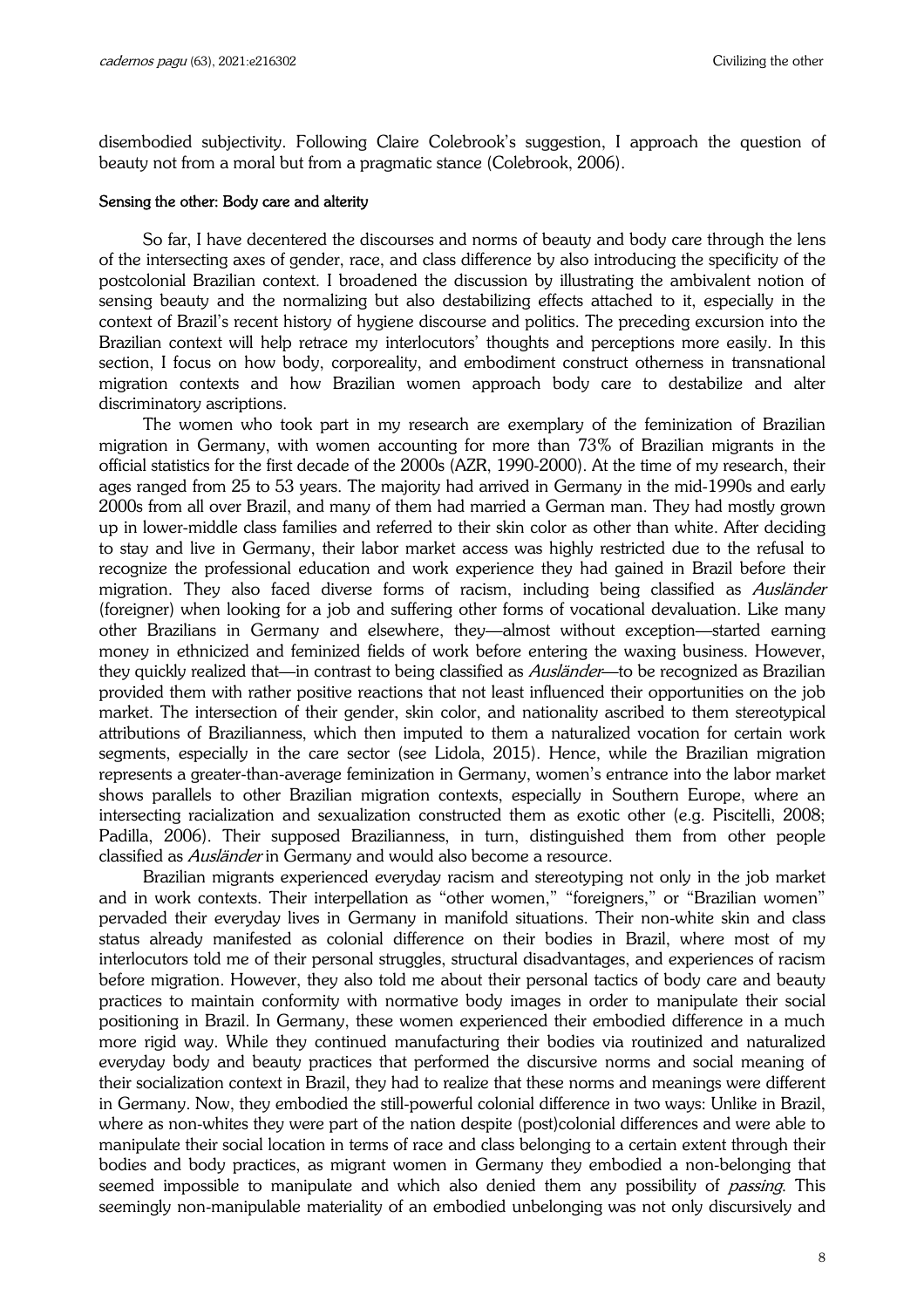disembodied subjectivity. Following Claire Colebrook's suggestion, I approach the question of beauty not from a moral but from a pragmatic stance (Colebrook, 2006).

**Sensing the other: Body care and alterity**

So far, I have decentered the discourses and norms of beauty and body care through the lens of the intersecting axes of gender, race, and class difference by also introducing the specificity of the postcolonial Brazilian context. I broadened the discussion by illustrating the ambivalent notion of sensing beauty and the normalizing but also destabilizing effects attached to it, especially in the context of Brazil's recent history of hygiene discourse and politics. The preceding excursion into the Brazilian context will help retrace my interlocutors' thoughts and perceptions more easily. In this section, I focus on how body, corporeality, and embodiment construct otherness in transnational migration contexts and how Brazilian women approach body care to destabilize and alter discriminatory ascriptions.

The women who took part in my research are exemplary of the feminization of Brazilian migration in Germany, with women accounting for more than 73% of Brazilian migrants in the official statistics for the first decade of the 2000s (AZR, 1990-2000). At the time of my research, their ages ranged from 25 to 53 years. The majority had arrived in Germany in the mid-1990s and early 2000s from all over Brazil, and many of them had married a German man. They had mostly grown up in lower-middle class families and referred to their skin color as other than white. After deciding to stay and live in Germany, their labor market access was highly restricted due to the refusal to recognize the professional education and work experience they had gained in Brazil before their migration. They also faced diverse forms of racism, including being classified as *Ausländer* (foreigner) when looking for a job and suffering other forms of vocational devaluation. Like many other Brazilians in Germany and elsewhere, they—almost without exception—started earning money in ethnicized and feminized fields of work before entering the waxing business. However, they quickly realized that—in contrast to being classified as *Ausländer*—to be recognized as Brazilian provided them with rather positive reactions that not least influenced their opportunities on the job market. The intersection of their gender, skin color, and nationality ascribed to them stereotypical attributions of Brazilianness, which then imputed to them a naturalized vocation for certain work segments, especially in the care sector (see Lidola, 2015). Hence, while the Brazilian migration represents a greater-than-average feminization in Germany, women's entrance into the labor market shows parallels to other Brazilian migration contexts, especially in Southern Europe, where an intersecting racialization and sexualization constructed them as exotic other (e.g. Piscitelli, 2008; Padilla, 2006). Their supposed Brazilianness, in turn, distinguished them from other people classified as *Ausländer* in Germany and would also become a resource.

Brazilian migrants experienced everyday racism and stereotyping not only in the job market and in work contexts. Their interpellation as "other women," "foreigners," or "Brazilian women" pervaded their everyday lives in Germany in manifold situations. Their non-white skin and class status already manifested as colonial difference on their bodies in Brazil, where most of my interlocutors told me of their personal struggles, structural disadvantages, and experiences of racism before migration. However, they also told me about their personal tactics of body care and beauty practices to maintain conformity with normative body images in order to manipulate their social positioning in Brazil. In Germany, these women experienced their embodied difference in a much more rigid way. While they continued manufacturing their bodies via routinized and naturalized everyday body and beauty practices that performed the discursive norms and social meaning of their socialization context in Brazil, they had to realize that these norms and meanings were different in Germany. Now, they embodied the still-powerful colonial difference in two ways: Unlike in Brazil, where as non-whites they were part of the nation despite (post)colonial differences and were able to manipulate their social location in terms of race and class belonging to a certain extent through their bodies and body practices, as migrant women in Germany they embodied a non-belonging that seemed impossible to manipulate and which also denied them any possibility of *passing*. This seemingly non-manipulable materiality of an embodied unbelonging was not only discursively and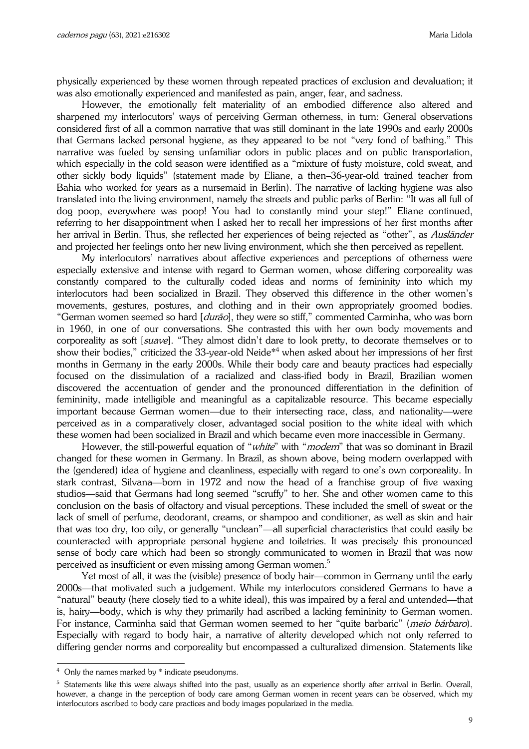physically experienced by these women through repeated practices of exclusion and devaluation; it was also emotionally experienced and manifested as pain, anger, fear, and sadness.

However, the emotionally felt materiality of an embodied difference also altered and sharpened my interlocutors' ways of perceiving German otherness, in turn: General observations considered first of all a common narrative that was still dominant in the late 1990s and early 2000s that Germans lacked personal hygiene, as they appeared to be not "very fond of bathing." This narrative was fueled by sensing unfamiliar odors in public places and on public transportation, which especially in the cold season were identified as a "mixture of fusty moisture, cold sweat, and other sickly body liquids" (statement made by Eliane, a then–36-year-old trained teacher from Bahia who worked for years as a nursemaid in Berlin). The narrative of lacking hygiene was also translated into the living environment, namely the streets and public parks of Berlin: "It was all full of dog poop, everywhere was poop! You had to constantly mind your step!" Eliane continued, referring to her disappointment when I asked her to recall her impressions of her first months after her arrival in Berlin. Thus, she reflected her experiences of being rejected as "other", as *Ausländer* and projected her feelings onto her new living environment, which she then perceived as repellent.

My interlocutors' narratives about affective experiences and perceptions of otherness were especially extensive and intense with regard to German women, whose differing corporeality was constantly compared to the culturally coded ideas and norms of femininity into which my interlocutors had been socialized in Brazil. They observed this difference in the other women's movements, gestures, postures, and clothing and in their own appropriately groomed bodies. "German women seemed so hard [*durão*], they were so stiff," commented Carminha, who was born in 1960, in one of our conversations. She contrasted this with her own body movements and corporeality as soft [*suave*]. "They almost didn't dare to look pretty, to decorate themselves or to show their bodies," criticized the 33-year-old Neide*[4] when asked about her impressions of her first months in Germany in the early 2000s. While their body care and beauty practices had especially focused on the dissimulation of a racialized and class-ified body in Brazil, Brazilian women discovered the accentuation of gender and the pronounced differentiation in the definition of femininity, made intelligible and meaningful as a capitalizable resource. This became especially important because German women—due to their intersecting race, class, and nationality—were perceived as in a comparatively closer, advantaged social position to the white ideal with which these women had been socialized in Brazil and which became even more inaccessible in Germany.

However, the still-powerful equation of "*white*" with "*modern*" that was so dominant in Brazil changed for these women in Germany. In Brazil, as shown above, being modern overlapped with the (gendered) idea of hygiene and cleanliness, especially with regard to one's own corporeality. In stark contrast, Silvana—born in 1972 and now the head of a franchise group of five waxing studios—said that Germans had long seemed "scruffy" to her. She and other women came to this conclusion on the basis of olfactory and visual perceptions. These included the smell of sweat or the lack of smell of perfume, deodorant, creams, or shampoo and conditioner, as well as skin and hair that was too dry, too oily, or generally "unclean"—all superficial characteristics that could easily be counteracted with appropriate personal hygiene and toiletries. It was precisely this pronounced sense of body care which had been so strongly communicated to women in Brazil that was now perceived as insufficient or even missing among German women.[5]

Yet most of all, it was the (visible) presence of body hair—common in Germany until the early 2000s—that motivated such a judgement. While my interlocutors considered Germans to have a "natural" beauty (here closely tied to a white ideal), this was impaired by a feral and untended—that is, hairy—body, which is why they primarily had ascribed a lacking femininity to German women. For instance, Carminha said that German women seemed to her "quite barbaric" (*meio bárbaro*). Especially with regard to body hair, a narrative of alterity developed which not only referred to differing gender norms and corporeality but encompassed a culturalized dimension. Statements like

[4] Only the names marked by * indicate pseudonyms.

[5] Statements like this were always shifted into the past, usually as an experience shortly after arrival in Berlin. Overall, however, a change in the perception of body care among German women in recent years can be observed, which my interlocutors ascribed to body care practices and body images popularized in the media.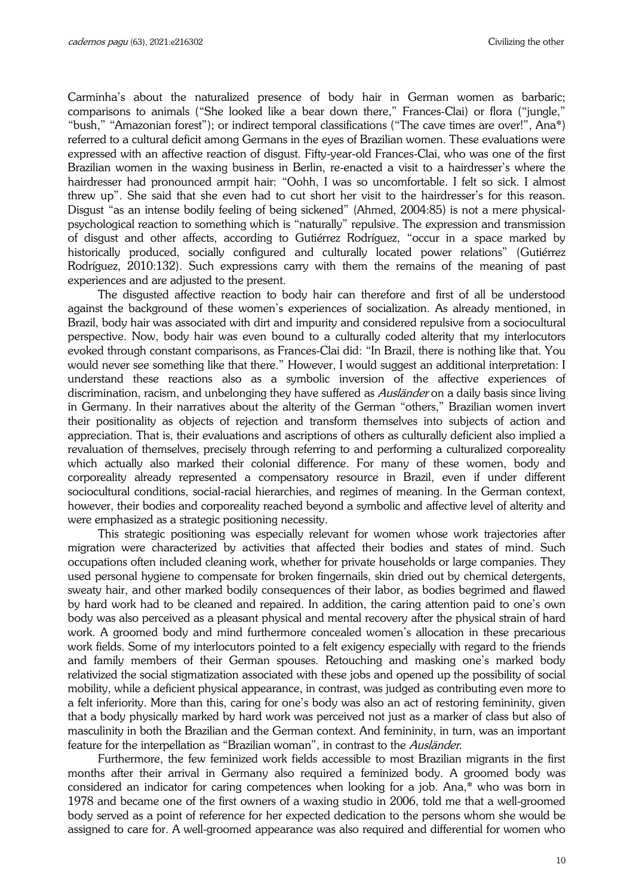Carminha's about the naturalized presence of body hair in German women as barbaric; comparisons to animals ("She looked like a bear down there," Frances-Clai) or flora ("jungle," "bush," "Amazonian forest"); or indirect temporal classifications ("The cave times are over!", Ana*) referred to a cultural deficit among Germans in the eyes of Brazilian women. These evaluations were expressed with an affective reaction of disgust. Fifty-year-old Frances-Clai, who was one of the first Brazilian women in the waxing business in Berlin, re-enacted a visit to a hairdresser's where the hairdresser had pronounced armpit hair: "Oohh, I was so uncomfortable. I felt so sick. I almost threw up". She said that she even had to cut short her visit to the hairdresser's for this reason. Disgust "as an intense bodily feeling of being sickened" (Ahmed, 2004:85) is not a mere physical-psychological reaction to something which is "naturally" repulsive. The expression and transmission of disgust and other affects, according to Gutiérrez Rodríguez, "occur in a space marked by historically produced, socially configured and culturally located power relations" (Gutiérrez Rodríguez, 2010:132). Such expressions carry with them the remains of the meaning of past experiences and are adjusted to the present.

The disgusted affective reaction to body hair can therefore and first of all be understood against the background of these women's experiences of socialization. As already mentioned, in Brazil, body hair was associated with dirt and impurity and considered repulsive from a sociocultural perspective. Now, body hair was even bound to a culturally coded alterity that my interlocutors evoked through constant comparisons, as Frances-Clai did: "In Brazil, there is nothing like that. You would never see something like that there." However, I would suggest an additional interpretation: I understand these reactions also as a symbolic inversion of the affective experiences of discrimination, racism, and unbelonging they have suffered as *Ausländer* on a daily basis since living in Germany. In their narratives about the alterity of the German "others," Brazilian women invert their positionality as objects of rejection and transform themselves into subjects of action and appreciation. That is, their evaluations and ascriptions of others as culturally deficient also implied a revaluation of themselves, precisely through referring to and performing a culturalized corporeality which actually also marked their colonial difference. For many of these women, body and corporeality already represented a compensatory resource in Brazil, even if under different sociocultural conditions, social-racial hierarchies, and regimes of meaning. In the German context, however, their bodies and corporeality reached beyond a symbolic and affective level of alterity and were emphasized as a strategic positioning necessity.

This strategic positioning was especially relevant for women whose work trajectories after migration were characterized by activities that affected their bodies and states of mind. Such occupations often included cleaning work, whether for private households or large companies. They used personal hygiene to compensate for broken fingernails, skin dried out by chemical detergents, sweaty hair, and other marked bodily consequences of their labor, as bodies begrimed and flawed by hard work had to be cleaned and repaired. In addition, the caring attention paid to one's own body was also perceived as a pleasant physical and mental recovery after the physical strain of hard work. A groomed body and mind furthermore concealed women's allocation in these precarious work fields. Some of my interlocutors pointed to a felt exigency especially with regard to the friends and family members of their German spouses. Retouching and masking one's marked body relativized the social stigmatization associated with these jobs and opened up the possibility of social mobility, while a deficient physical appearance, in contrast, was judged as contributing even more to a felt inferiority. More than this, caring for one's body was also an act of restoring femininity, given that a body physically marked by hard work was perceived not just as a marker of class but also of masculinity in both the Brazilian and the German context. And femininity, in turn, was an important feature for the interpellation as "Brazilian woman", in contrast to the *Ausländer*.

Furthermore, the few feminized work fields accessible to most Brazilian migrants in the first months after their arrival in Germany also required a feminized body. A groomed body was considered an indicator for caring competences when looking for a job. Ana,* who was born in 1978 and became one of the first owners of a waxing studio in 2006, told me that a well-groomed body served as a point of reference for her expected dedication to the persons whom she would be assigned to care for. A well-groomed appearance was also required and differential for women who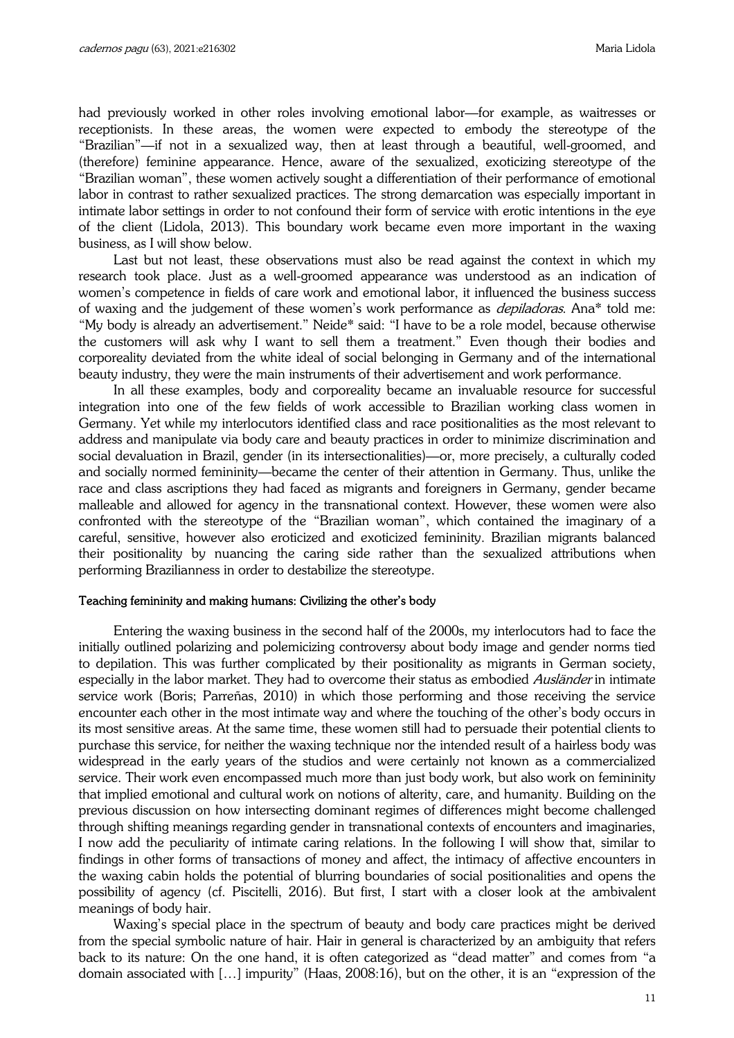had previously worked in other roles involving emotional labor—for example, as waitresses or receptionists. In these areas, the women were expected to embody the stereotype of the "Brazilian"—if not in a sexualized way, then at least through a beautiful, well-groomed, and (therefore) feminine appearance. Hence, aware of the sexualized, exoticizing stereotype of the "Brazilian woman", these women actively sought a differentiation of their performance of emotional labor in contrast to rather sexualized practices. The strong demarcation was especially important in intimate labor settings in order to not confound their form of service with erotic intentions in the eye of the client (Lidola, 2013). This boundary work became even more important in the waxing business, as I will show below.

Last but not least, these observations must also be read against the context in which my research took place. Just as a well-groomed appearance was understood as an indication of women's competence in fields of care work and emotional labor, it influenced the business success of waxing and the judgement of these women's work performance as *depiladoras*. Ana* told me: "My body is already an advertisement." Neide* said: "I have to be a role model, because otherwise the customers will ask why I want to sell them a treatment." Even though their bodies and corporeality deviated from the white ideal of social belonging in Germany and of the international beauty industry, they were the main instruments of their advertisement and work performance.

In all these examples, body and corporeality became an invaluable resource for successful integration into one of the few fields of work accessible to Brazilian working class women in Germany. Yet while my interlocutors identified class and race positionalities as the most relevant to address and manipulate via body care and beauty practices in order to minimize discrimination and social devaluation in Brazil, gender (in its intersectionalities)—or, more precisely, a culturally coded and socially normed femininity—became the center of their attention in Germany. Thus, unlike the race and class ascriptions they had faced as migrants and foreigners in Germany, gender became malleable and allowed for agency in the transnational context. However, these women were also confronted with the stereotype of the "Brazilian woman", which contained the imaginary of a careful, sensitive, however also eroticized and exoticized femininity. Brazilian migrants balanced their positionality by nuancing the caring side rather than the sexualized attributions when performing Brazilianness in order to destabilize the stereotype.

### Teaching femininity and making humans: Civilizing the other's body

Entering the waxing business in the second half of the 2000s, my interlocutors had to face the initially outlined polarizing and polemicizing controversy about body image and gender norms tied to depilation. This was further complicated by their positionality as migrants in German society, especially in the labor market. They had to overcome their status as embodied *Ausländer* in intimate service work (Boris; Parreñas, 2010) in which those performing and those receiving the service encounter each other in the most intimate way and where the touching of the other's body occurs in its most sensitive areas. At the same time, these women still had to persuade their potential clients to purchase this service, for neither the waxing technique nor the intended result of a hairless body was widespread in the early years of the studios and were certainly not known as a commercialized service. Their work even encompassed much more than just body work, but also work on femininity that implied emotional and cultural work on notions of alterity, care, and humanity. Building on the previous discussion on how intersecting dominant regimes of differences might become challenged through shifting meanings regarding gender in transnational contexts of encounters and imaginaries, I now add the peculiarity of intimate caring relations. In the following I will show that, similar to findings in other forms of transactions of money and affect, the intimacy of affective encounters in the waxing cabin holds the potential of blurring boundaries of social positionalities and opens the possibility of agency (cf. Piscitelli, 2016). But first, I start with a closer look at the ambivalent meanings of body hair.

Waxing's special place in the spectrum of beauty and body care practices might be derived from the special symbolic nature of hair. Hair in general is characterized by an ambiguity that refers back to its nature: On the one hand, it is often categorized as "dead matter" and comes from "a domain associated with […] impurity" (Haas, 2008:16), but on the other, it is an "expression of the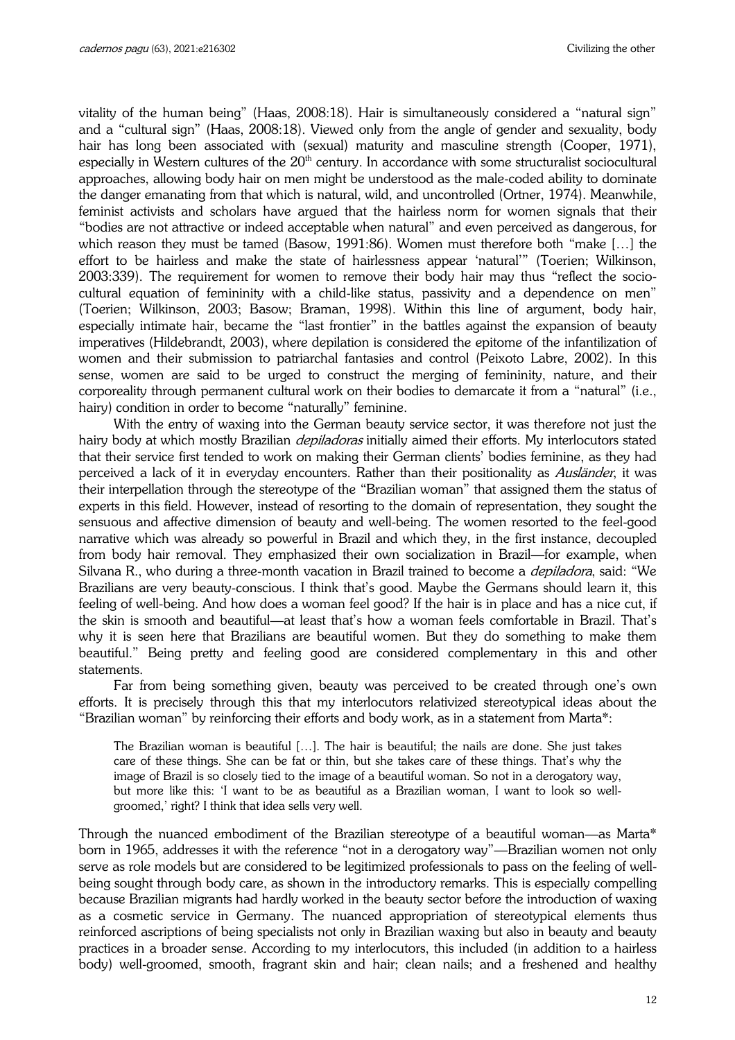vitality of the human being" (Haas, 2008:18). Hair is simultaneously considered a "natural sign" and a "cultural sign" (Haas, 2008:18). Viewed only from the angle of gender and sexuality, body hair has long been associated with (sexual) maturity and masculine strength (Cooper, 1971), especially in Western cultures of the 20th century. In accordance with some structuralist sociocultural approaches, allowing body hair on men might be understood as the male-coded ability to dominate the danger emanating from that which is natural, wild, and uncontrolled (Ortner, 1974). Meanwhile, feminist activists and scholars have argued that the hairless norm for women signals that their "bodies are not attractive or indeed acceptable when natural" and even perceived as dangerous, for which reason they must be tamed (Basow, 1991:86). Women must therefore both "make […] the effort to be hairless and make the state of hairlessness appear 'natural'" (Toerien; Wilkinson, 2003:339). The requirement for women to remove their body hair may thus "reflect the sociocultural equation of femininity with a child-like status, passivity and a dependence on men" (Toerien; Wilkinson, 2003; Basow; Braman, 1998). Within this line of argument, body hair, especially intimate hair, became the "last frontier" in the battles against the expansion of beauty imperatives (Hildebrandt, 2003), where depilation is considered the epitome of the infantilization of women and their submission to patriarchal fantasies and control (Peixoto Labre, 2002). In this sense, women are said to be urged to construct the merging of femininity, nature, and their corporeality through permanent cultural work on their bodies to demarcate it from a "natural" (i.e., hairy) condition in order to become "naturally" feminine.

With the entry of waxing into the German beauty service sector, it was therefore not just the hairy body at which mostly Brazilian *depiladoras* initially aimed their efforts. My interlocutors stated that their service first tended to work on making their German clients' bodies feminine, as they had perceived a lack of it in everyday encounters. Rather than their positionality as *Ausländer*, it was their interpellation through the stereotype of the "Brazilian woman" that assigned them the status of experts in this field. However, instead of resorting to the domain of representation, they sought the sensuous and affective dimension of beauty and well-being. The women resorted to the feel-good narrative which was already so powerful in Brazil and which they, in the first instance, decoupled from body hair removal. They emphasized their own socialization in Brazil—for example, when Silvana R., who during a three-month vacation in Brazil trained to become a *depiladora*, said: "We Brazilians are very beauty-conscious. I think that's good. Maybe the Germans should learn it, this feeling of well-being. And how does a woman feel good? If the hair is in place and has a nice cut, if the skin is smooth and beautiful—at least that's how a woman feels comfortable in Brazil. That's why it is seen here that Brazilians are beautiful women. But they do something to make them beautiful." Being pretty and feeling good are considered complementary in this and other statements.

Far from being something given, beauty was perceived to be created through one's own efforts. It is precisely through this that my interlocutors relativized stereotypical ideas about the "Brazilian woman" by reinforcing their efforts and body work, as in a statement from Marta*:

> The Brazilian woman is beautiful […]. The hair is beautiful; the nails are done. She just takes care of these things. She can be fat or thin, but she takes care of these things. That's why the image of Brazil is so closely tied to the image of a beautiful woman. So not in a derogatory way, but more like this: 'I want to be as beautiful as a Brazilian woman, I want to look so well-groomed,' right? I think that idea sells very well.

Through the nuanced embodiment of the Brazilian stereotype of a beautiful woman—as Marta* born in 1965, addresses it with the reference "not in a derogatory way"—Brazilian women not only serve as role models but are considered to be legitimized professionals to pass on the feeling of well-being sought through body care, as shown in the introductory remarks. This is especially compelling because Brazilian migrants had hardly worked in the beauty sector before the introduction of waxing as a cosmetic service in Germany. The nuanced appropriation of stereotypical elements thus reinforced ascriptions of being specialists not only in Brazilian waxing but also in beauty and beauty practices in a broader sense. According to my interlocutors, this included (in addition to a hairless body) well-groomed, smooth, fragrant skin and hair; clean nails; and a freshened and healthy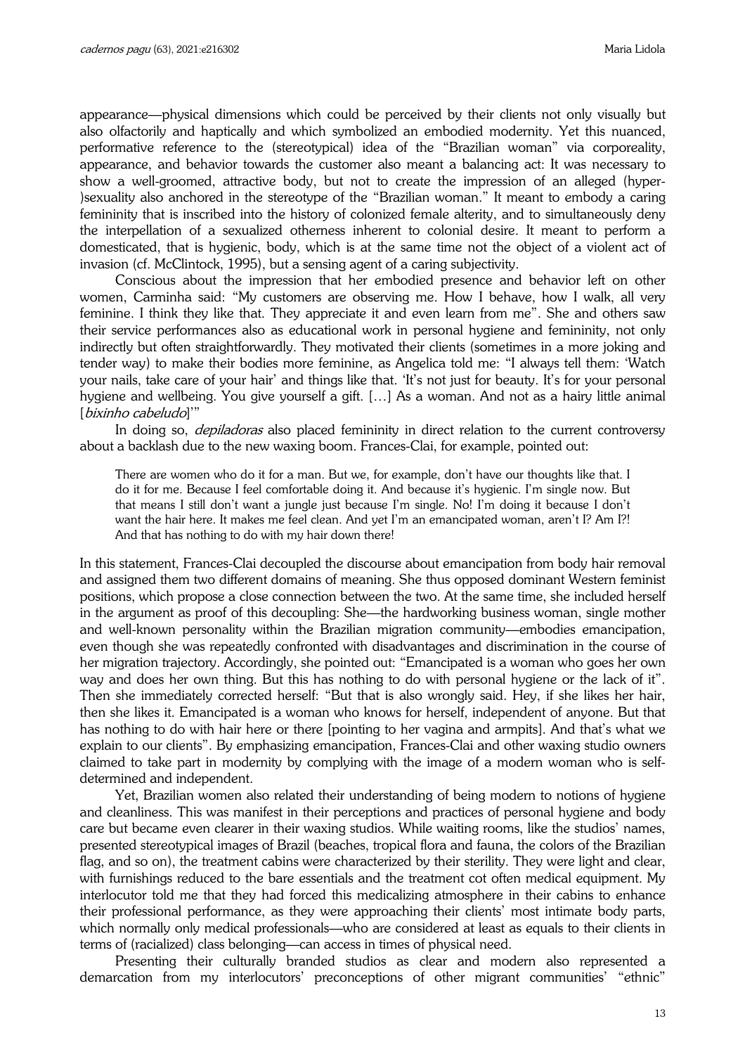appearance—physical dimensions which could be perceived by their clients not only visually but also olfactorily and haptically and which symbolized an embodied modernity. Yet this nuanced, performative reference to the (stereotypical) idea of the "Brazilian woman" via corporeality, appearance, and behavior towards the customer also meant a balancing act: It was necessary to show a well-groomed, attractive body, but not to create the impression of an alleged (hyper-)sexuality also anchored in the stereotype of the "Brazilian woman." It meant to embody a caring femininity that is inscribed into the history of colonized female alterity, and to simultaneously deny the interpellation of a sexualized otherness inherent to colonial desire. It meant to perform a domesticated, that is hygienic, body, which is at the same time not the object of a violent act of invasion (cf. McClintock, 1995), but a sensing agent of a caring subjectivity.

Conscious about the impression that her embodied presence and behavior left on other women, Carminha said: "My customers are observing me. How I behave, how I walk, all very feminine. I think they like that. They appreciate it and even learn from me". She and others saw their service performances also as educational work in personal hygiene and femininity, not only indirectly but often straightforwardly. They motivated their clients (sometimes in a more joking and tender way) to make their bodies more feminine, as Angelica told me: "I always tell them: 'Watch your nails, take care of your hair' and things like that. 'It's not just for beauty. It's for your personal hygiene and wellbeing. You give yourself a gift. […] As a woman. And not as a hairy little animal [*bixinho cabeludo*]'"

In doing so, *depiladoras* also placed femininity in direct relation to the current controversy about a backlash due to the new waxing boom. Frances-Clai, for example, pointed out:

> There are women who do it for a man. But we, for example, don't have our thoughts like that. I do it for me. Because I feel comfortable doing it. And because it's hygienic. I'm single now. But that means I still don't want a jungle just because I'm single. No! I'm doing it because I don't want the hair here. It makes me feel clean. And yet I'm an emancipated woman, aren't I? Am I?! And that has nothing to do with my hair down there!

In this statement, Frances-Clai decoupled the discourse about emancipation from body hair removal and assigned them two different domains of meaning. She thus opposed dominant Western feminist positions, which propose a close connection between the two. At the same time, she included herself in the argument as proof of this decoupling: She—the hardworking business woman, single mother and well-known personality within the Brazilian migration community—embodies emancipation, even though she was repeatedly confronted with disadvantages and discrimination in the course of her migration trajectory. Accordingly, she pointed out: "Emancipated is a woman who goes her own way and does her own thing. But this has nothing to do with personal hygiene or the lack of it". Then she immediately corrected herself: "But that is also wrongly said. Hey, if she likes her hair, then she likes it. Emancipated is a woman who knows for herself, independent of anyone. But that has nothing to do with hair here or there [pointing to her vagina and armpits]. And that's what we explain to our clients". By emphasizing emancipation, Frances-Clai and other waxing studio owners claimed to take part in modernity by complying with the image of a modern woman who is self-determined and independent.

Yet, Brazilian women also related their understanding of being modern to notions of hygiene and cleanliness. This was manifest in their perceptions and practices of personal hygiene and body care but became even clearer in their waxing studios. While waiting rooms, like the studios' names, presented stereotypical images of Brazil (beaches, tropical flora and fauna, the colors of the Brazilian flag, and so on), the treatment cabins were characterized by their sterility. They were light and clear, with furnishings reduced to the bare essentials and the treatment cot often medical equipment. My interlocutor told me that they had forced this medicalizing atmosphere in their cabins to enhance their professional performance, as they were approaching their clients' most intimate body parts, which normally only medical professionals—who are considered at least as equals to their clients in terms of (racialized) class belonging—can access in times of physical need.

Presenting their culturally branded studios as clear and modern also represented a demarcation from my interlocutors' preconceptions of other migrant communities' "ethnic"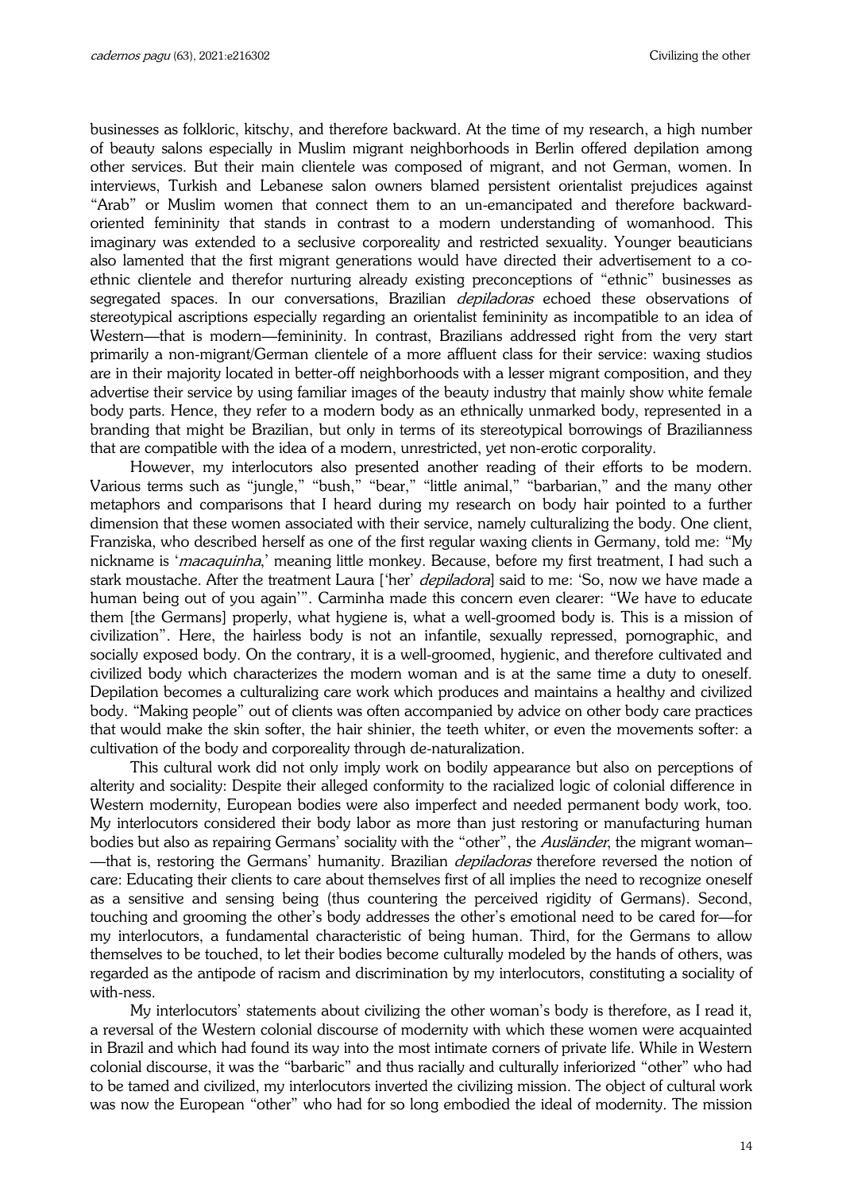businesses as folkloric, kitschy, and therefore backward. At the time of my research, a high number of beauty salons especially in Muslim migrant neighborhoods in Berlin offered depilation among other services. But their main clientele was composed of migrant, and not German, women. In interviews, Turkish and Lebanese salon owners blamed persistent orientalist prejudices against "Arab" or Muslim women that connect them to an un-emancipated and therefore backward-oriented femininity that stands in contrast to a modern understanding of womanhood. This imaginary was extended to a seclusive corporeality and restricted sexuality. Younger beauticians also lamented that the first migrant generations would have directed their advertisement to a co-ethnic clientele and therefor nurturing already existing preconceptions of "ethnic" businesses as segregated spaces. In our conversations, Brazilian *depiladoras* echoed these observations of stereotypical ascriptions especially regarding an orientalist femininity as incompatible to an idea of Western—that is modern—femininity. In contrast, Brazilians addressed right from the very start primarily a non-migrant/German clientele of a more affluent class for their service: waxing studios are in their majority located in better-off neighborhoods with a lesser migrant composition, and they advertise their service by using familiar images of the beauty industry that mainly show white female body parts. Hence, they refer to a modern body as an ethnically unmarked body, represented in a branding that might be Brazilian, but only in terms of its stereotypical borrowings of Brazilianness that are compatible with the idea of a modern, unrestricted, yet non-erotic corporality.

However, my interlocutors also presented another reading of their efforts to be modern. Various terms such as "jungle," "bush," "bear," "little animal," "barbarian," and the many other metaphors and comparisons that I heard during my research on body hair pointed to a further dimension that these women associated with their service, namely culturalizing the body. One client, Franziska, who described herself as one of the first regular waxing clients in Germany, told me: "My nickname is '*macaquinha*,' meaning little monkey. Because, before my first treatment, I had such a stark moustache. After the treatment Laura ['her' *depiladora*] said to me: 'So, now we have made a human being out of you again'". Carminha made this concern even clearer: "We have to educate them [the Germans] properly, what hygiene is, what a well-groomed body is. This is a mission of civilization". Here, the hairless body is not an infantile, sexually repressed, pornographic, and socially exposed body. On the contrary, it is a well-groomed, hygienic, and therefore cultivated and civilized body which characterizes the modern woman and is at the same time a duty to oneself. Depilation becomes a culturalizing care work which produces and maintains a healthy and civilized body. "Making people" out of clients was often accompanied by advice on other body care practices that would make the skin softer, the hair shinier, the teeth whiter, or even the movements softer: a cultivation of the body and corporeality through de-naturalization.

This cultural work did not only imply work on bodily appearance but also on perceptions of alterity and sociality: Despite their alleged conformity to the racialized logic of colonial difference in Western modernity, European bodies were also imperfect and needed permanent body work, too. My interlocutors considered their body labor as more than just restoring or manufacturing human bodies but also as repairing Germans' sociality with the "other", the *Ausländer*, the migrant woman––that is, restoring the Germans' humanity. Brazilian *depiladoras* therefore reversed the notion of care: Educating their clients to care about themselves first of all implies the need to recognize oneself as a sensitive and sensing being (thus countering the perceived rigidity of Germans). Second, touching and grooming the other's body addresses the other's emotional need to be cared for—for my interlocutors, a fundamental characteristic of being human. Third, for the Germans to allow themselves to be touched, to let their bodies become culturally modeled by the hands of others, was regarded as the antipode of racism and discrimination by my interlocutors, constituting a sociality of with-ness.

My interlocutors' statements about civilizing the other woman's body is therefore, as I read it, a reversal of the Western colonial discourse of modernity with which these women were acquainted in Brazil and which had found its way into the most intimate corners of private life. While in Western colonial discourse, it was the "barbaric" and thus racially and culturally inferiorized "other" who had to be tamed and civilized, my interlocutors inverted the civilizing mission. The object of cultural work was now the European "other" who had for so long embodied the ideal of modernity. The mission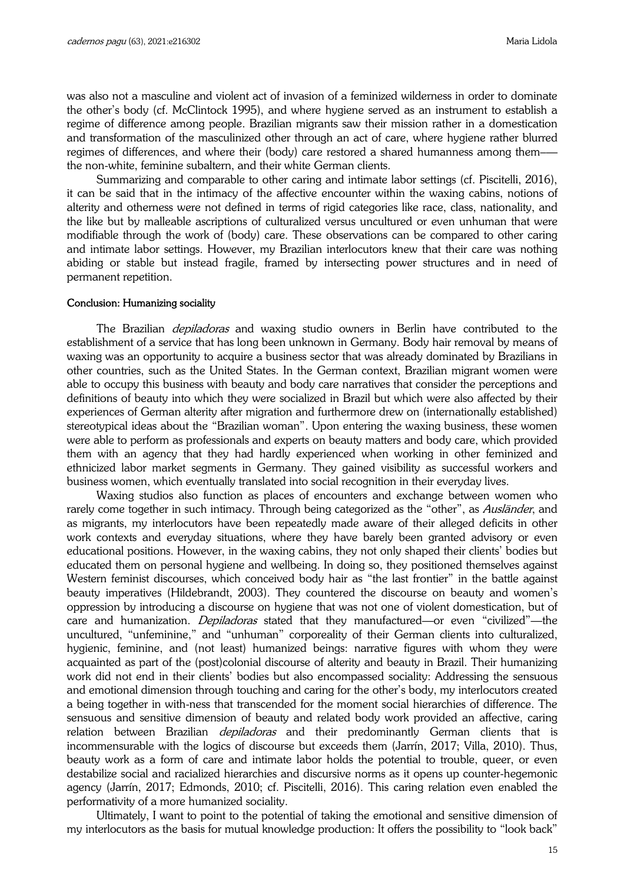was also not a masculine and violent act of invasion of a feminized wilderness in order to dominate the other's body (cf. McClintock 1995), and where hygiene served as an instrument to establish a regime of difference among people. Brazilian migrants saw their mission rather in a domestication and transformation of the masculinized other through an act of care, where hygiene rather blurred regimes of differences, and where their (body) care restored a shared humanness among them—– the non-white, feminine subaltern, and their white German clients.

Summarizing and comparable to other caring and intimate labor settings (cf. Piscitelli, 2016), it can be said that in the intimacy of the affective encounter within the waxing cabins, notions of alterity and otherness were not defined in terms of rigid categories like race, class, nationality, and the like but by malleable ascriptions of culturalized versus uncultured or even unhuman that were modifiable through the work of (body) care. These observations can be compared to other caring and intimate labor settings. However, my Brazilian interlocutors knew that their care was nothing abiding or stable but instead fragile, framed by intersecting power structures and in need of permanent repetition.

**Conclusion: Humanizing sociality**

The Brazilian *depiladoras* and waxing studio owners in Berlin have contributed to the establishment of a service that has long been unknown in Germany. Body hair removal by means of waxing was an opportunity to acquire a business sector that was already dominated by Brazilians in other countries, such as the United States. In the German context, Brazilian migrant women were able to occupy this business with beauty and body care narratives that consider the perceptions and definitions of beauty into which they were socialized in Brazil but which were also affected by their experiences of German alterity after migration and furthermore drew on (internationally established) stereotypical ideas about the "Brazilian woman". Upon entering the waxing business, these women were able to perform as professionals and experts on beauty matters and body care, which provided them with an agency that they had hardly experienced when working in other feminized and ethnicized labor market segments in Germany. They gained visibility as successful workers and business women, which eventually translated into social recognition in their everyday lives.

Waxing studios also function as places of encounters and exchange between women who rarely come together in such intimacy. Through being categorized as the "other", as *Ausländer*, and as migrants, my interlocutors have been repeatedly made aware of their alleged deficits in other work contexts and everyday situations, where they have barely been granted advisory or even educational positions. However, in the waxing cabins, they not only shaped their clients' bodies but educated them on personal hygiene and wellbeing. In doing so, they positioned themselves against Western feminist discourses, which conceived body hair as "the last frontier" in the battle against beauty imperatives (Hildebrandt, 2003). They countered the discourse on beauty and women's oppression by introducing a discourse on hygiene that was not one of violent domestication, but of care and humanization. *Depiladoras* stated that they manufactured—or even "civilized"—the uncultured, "unfeminine," and "unhuman" corporeality of their German clients into culturalized, hygienic, feminine, and (not least) humanized beings: narrative figures with whom they were acquainted as part of the (post)colonial discourse of alterity and beauty in Brazil. Their humanizing work did not end in their clients' bodies but also encompassed sociality: Addressing the sensuous and emotional dimension through touching and caring for the other's body, my interlocutors created a being together in with-ness that transcended for the moment social hierarchies of difference. The sensuous and sensitive dimension of beauty and related body work provided an affective, caring relation between Brazilian *depiladoras* and their predominantly German clients that is incommensurable with the logics of discourse but exceeds them (Jarrín, 2017; Villa, 2010). Thus, beauty work as a form of care and intimate labor holds the potential to trouble, queer, or even destabilize social and racialized hierarchies and discursive norms as it opens up counter-hegemonic agency (Jarrín, 2017; Edmonds, 2010; cf. Piscitelli, 2016). This caring relation even enabled the performativity of a more humanized sociality.

Ultimately, I want to point to the potential of taking the emotional and sensitive dimension of my interlocutors as the basis for mutual knowledge production: It offers the possibility to "look back"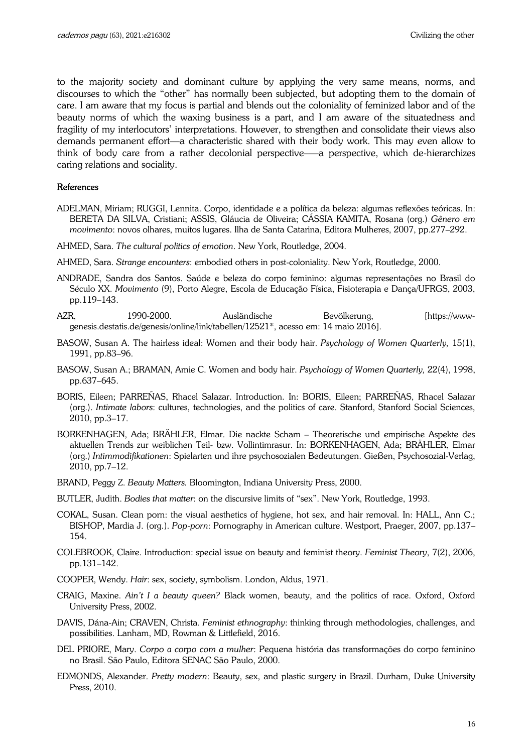to the majority society and dominant culture by applying the very same means, norms, and discourses to which the "other" has normally been subjected, but adopting them to the domain of care. I am aware that my focus is partial and blends out the coloniality of feminized labor and of the beauty norms of which the waxing business is a part, and I am aware of the situatedness and fragility of my interlocutors' interpretations. However, to strengthen and consolidate their views also demands permanent effort—a characteristic shared with their body work. This may even allow to think of body care from a rather decolonial perspective—–a perspective, which de-hierarchizes caring relations and sociality.

**References**

ADELMAN, Miriam; RUGGI, Lennita. Corpo, identidade e a política da beleza: algumas reflexões teóricas. In: BERETA DA SILVA, Cristiani; ASSIS, Gláucia de Oliveira; CÁSSIA KAMITA, Rosana (org.) *Gênero em movimento*: novos olhares, muitos lugares. Ilha de Santa Catarina, Editora Mulheres, 2007, pp.277–292.

AHMED, Sara. *The cultural politics of emotion*. New York, Routledge, 2004.

AHMED, Sara. *Strange encounters*: embodied others in post-coloniality. New York, Routledge, 2000.

ANDRADE, Sandra dos Santos. Saúde e beleza do corpo feminino: algumas representações no Brasil do Século XX. *Movimento* (9), Porto Alegre, Escola de Educação Física, Fisioterapia e Dança/UFRGS, 2003, pp.119–143.

AZR, 1990-2000. Ausländische Bevölkerung, [https://www-genesis.destatis.de/genesis/online/link/tabellen/12521*, acesso em: 14 maio 2016].

BASOW, Susan A. The hairless ideal: Women and their body hair. *Psychology of Women Quarterly*, 15(1), 1991, pp.83–96.

BASOW, Susan A.; BRAMAN, Amie C. Women and body hair. *Psychology of Women Quarterly*, 22(4), 1998, pp.637–645.

BORIS, Eileen; PARREÑAS, Rhacel Salazar. Introduction. In: BORIS, Eileen; PARREÑAS, Rhacel Salazar (org.). *Intimate labors*: cultures, technologies, and the politics of care. Stanford, Stanford Social Sciences, 2010, pp.3–17.

BORKENHAGEN, Ada; BRÄHLER, Elmar. Die nackte Scham – Theoretische und empirische Aspekte des aktuellen Trends zur weiblichen Teil- bzw. Vollintimrasur. In: BORKENHAGEN, Ada; BRÄHLER, Elmar (org.) *Intimmodifikationen*: Spielarten und ihre psychosozialen Bedeutungen. Gießen, Psychosozial-Verlag, 2010, pp.7–12.

BRAND, Peggy Z. *Beauty Matters.* Bloomington, Indiana University Press, 2000.

BUTLER, Judith. *Bodies that matter*: on the discursive limits of "sex". New York, Routledge, 1993.

COKAL, Susan. Clean porn: the visual aesthetics of hygiene, hot sex, and hair removal. In: HALL, Ann C.; BISHOP, Mardia J. (org.). *Pop-porn*: Pornography in American culture. Westport, Praeger, 2007, pp.137–154.

COLEBROOK, Claire. Introduction: special issue on beauty and feminist theory. *Feminist Theory*, 7(2), 2006, pp.131–142.

COOPER, Wendy. *Hair*: sex, society, symbolism. London, Aldus, 1971.

CRAIG, Maxine. *Ain't I a beauty queen?* Black women, beauty, and the politics of race. Oxford, Oxford University Press, 2002.

DAVIS, Dána-Ain; CRAVEN, Christa. *Feminist ethnography*: thinking through methodologies, challenges, and possibilities. Lanham, MD, Rowman & Littlefield, 2016.

DEL PRIORE, Mary. *Corpo a corpo com a mulher*: Pequena história das transformações do corpo feminino no Brasil. São Paulo, Editora SENAC São Paulo, 2000.

EDMONDS, Alexander. *Pretty modern*: Beauty, sex, and plastic surgery in Brazil. Durham, Duke University Press, 2010.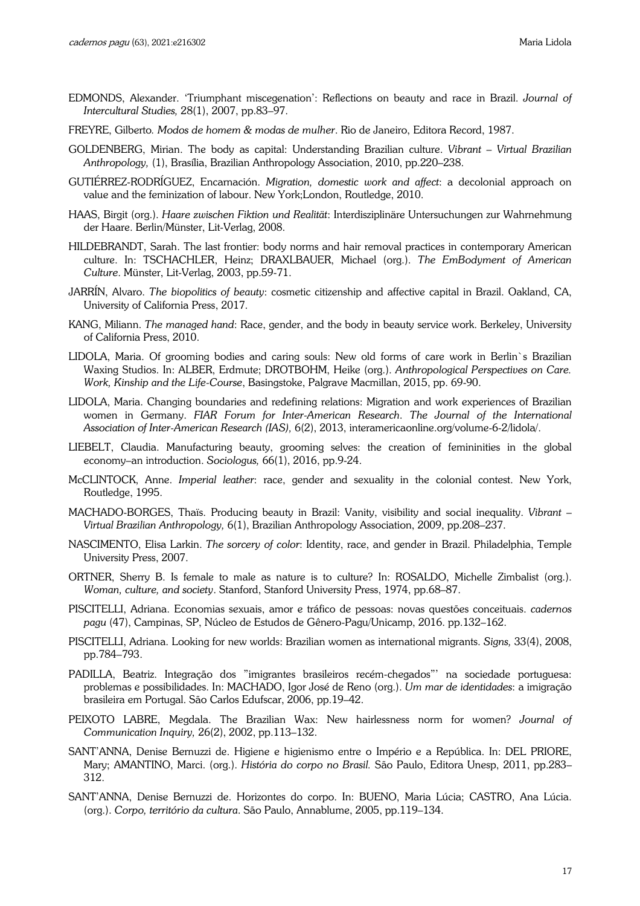EDMONDS, Alexander. 'Triumphant miscegenation': Reflections on beauty and race in Brazil. *Journal of Intercultural Studies,* 28(1), 2007, pp.83–97.

FREYRE, Gilberto. *Modos de homem & modas de mulher*. Rio de Janeiro, Editora Record, 1987.

GOLDENBERG, Mirian. The body as capital: Understanding Brazilian culture. *Vibrant – Virtual Brazilian Anthropology,* (1), Brasília, Brazilian Anthropology Association, 2010, pp.220–238.

GUTIÉRREZ-RODRÍGUEZ, Encarnación. *Migration, domestic work and affect*: a decolonial approach on value and the feminization of labour. New York;London, Routledge, 2010.

HAAS, Birgit (org.). *Haare zwischen Fiktion und Realität*: Interdisziplinäre Untersuchungen zur Wahrnehmung der Haare. Berlin/Münster, Lit-Verlag, 2008.

HILDEBRANDT, Sarah. The last frontier: body norms and hair removal practices in contemporary American culture. In: TSCHACHLER, Heinz; DRAXLBAUER, Michael (org.). *The EmBodyment of American Culture*. Münster, Lit-Verlag, 2003, pp.59-71.

JARRÍN, Alvaro. *The biopolitics of beauty*: cosmetic citizenship and affective capital in Brazil. Oakland, CA, University of California Press, 2017.

KANG, Miliann. *The managed hand*: Race, gender, and the body in beauty service work. Berkeley, University of California Press, 2010.

LIDOLA, Maria. Of grooming bodies and caring souls: New old forms of care work in Berlin`s Brazilian Waxing Studios. In: ALBER, Erdmute; DROTBOHM, Heike (org.). *Anthropological Perspectives on Care. Work, Kinship and the Life-Course*, Basingstoke, Palgrave Macmillan, 2015, pp. 69-90.

LIDOLA, Maria. Changing boundaries and redefining relations: Migration and work experiences of Brazilian women in Germany. *FIAR Forum for Inter-American Research*. *The Journal of the International Association of Inter-American Research (IAS),* 6(2), 2013, interamericaonline.org/volume-6-2/lidola/.

LIEBELT, Claudia. Manufacturing beauty, grooming selves: the creation of femininities in the global economy–an introduction. *Sociologus,* 66(1), 2016, pp.9-24.

McCLINTOCK, Anne. *Imperial leather*: race, gender and sexuality in the colonial contest. New York, Routledge, 1995.

MACHADO-BORGES, Thaïs. Producing beauty in Brazil: Vanity, visibility and social inequality. *Vibrant – Virtual Brazilian Anthropology,* 6(1), Brazilian Anthropology Association, 2009, pp.208–237.

NASCIMENTO, Elisa Larkin. *The sorcery of color*: Identity, race, and gender in Brazil. Philadelphia, Temple University Press, 2007.

ORTNER, Sherry B. Is female to male as nature is to culture? In: ROSALDO, Michelle Zimbalist (org.). *Woman, culture, and society*. Stanford, Stanford University Press, 1974, pp.68–87.

PISCITELLI, Adriana. Economias sexuais, amor e tráfico de pessoas: novas questões conceituais. *cadernos pagu* (47), Campinas, SP, Núcleo de Estudos de Gênero-Pagu/Unicamp, 2016. pp.132–162.

PISCITELLI, Adriana. Looking for new worlds: Brazilian women as international migrants. *Signs,* 33(4), 2008, pp.784–793.

PADILLA, Beatriz. Integração dos "imigrantes brasileiros recém-chegados"' na sociedade portuguesa: problemas e possibilidades. In: MACHADO, Igor José de Reno (org.). *Um mar de identidades*: a imigração brasileira em Portugal. São Carlos Edufscar, 2006, pp.19–42.

PEIXOTO LABRE, Megdala. The Brazilian Wax: New hairlessness norm for women? *Journal of Communication Inquiry,* 26(2), 2002, pp.113–132.

SANT'ANNA, Denise Bernuzzi de. Higiene e higienismo entre o Império e a República. In: DEL PRIORE, Mary; AMANTINO, Marci. (org.). *História do corpo no Brasil.* São Paulo, Editora Unesp, 2011, pp.283–312.

SANT'ANNA, Denise Bernuzzi de. Horizontes do corpo. In: BUENO, Maria Lúcia; CASTRO, Ana Lúcia. (org.). *Corpo, território da cultura*. São Paulo, Annablume, 2005, pp.119–134.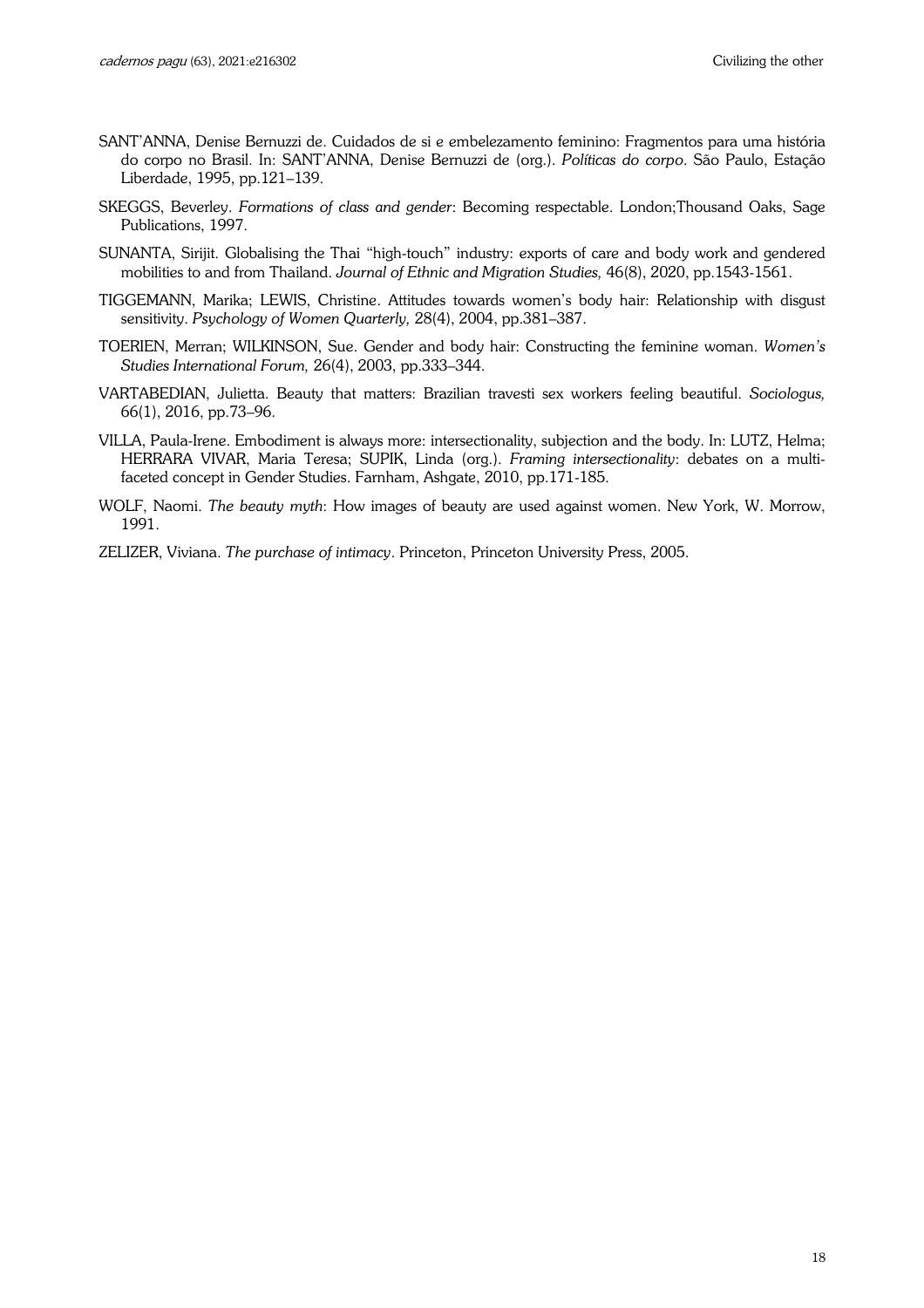SANT'ANNA, Denise Bernuzzi de. Cuidados de si e embelezamento feminino: Fragmentos para uma história do corpo no Brasil. In: SANT'ANNA, Denise Bernuzzi de (org.). *Políticas do corpo*. São Paulo, Estação Liberdade, 1995, pp.121–139.

SKEGGS, Beverley. *Formations of class and gender*: Becoming respectable. London;Thousand Oaks, Sage Publications, 1997.

SUNANTA, Sirijit. Globalising the Thai "high-touch" industry: exports of care and body work and gendered mobilities to and from Thailand. *Journal of Ethnic and Migration Studies,* 46(8), 2020, pp.1543-1561.

TIGGEMANN, Marika; LEWIS, Christine. Attitudes towards women's body hair: Relationship with disgust sensitivity. *Psychology of Women Quarterly,* 28(4), 2004, pp.381–387.

TOERIEN, Merran; WILKINSON, Sue. Gender and body hair: Constructing the feminine woman. *Women's Studies International Forum,* 26(4), 2003, pp.333–344.

VARTABEDIAN, Julietta. Beauty that matters: Brazilian travesti sex workers feeling beautiful. *Sociologus,* 66(1), 2016, pp.73–96.

VILLA, Paula-Irene. Embodiment is always more: intersectionality, subjection and the body. In: LUTZ, Helma; HERRARA VIVAR, Maria Teresa; SUPIK, Linda (org.). *Framing intersectionality*: debates on a multi-faceted concept in Gender Studies. Farnham, Ashgate, 2010, pp.171-185.

WOLF, Naomi. *The beauty myth*: How images of beauty are used against women. New York, W. Morrow, 1991.

ZELIZER, Viviana. *The purchase of intimacy*. Princeton, Princeton University Press, 2005.